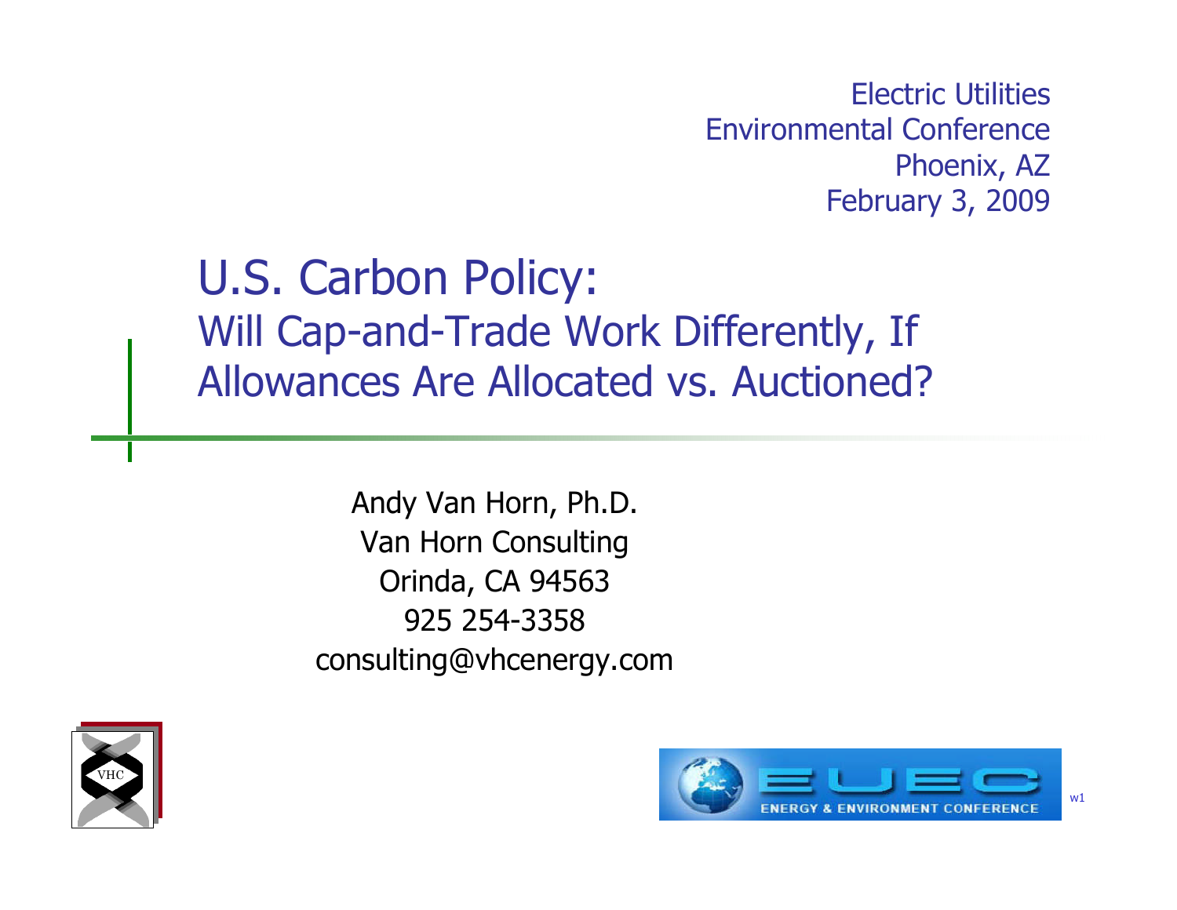Electric Utilities
Environmental Conference
Phoenix, AZ
February 3, 2009

# U.S. Carbon Policy:
## Will Cap-and-Trade Work Differently, If Allowances Are Allocated vs. Auctioned?

Andy Van Horn, Ph.D.
Van Horn Consulting
Orinda, CA 94563
925 254-3358
consulting@vhcenergy.com

VHC

EUEC
ENERGY & ENVIRONMENT CONFERENCE

w1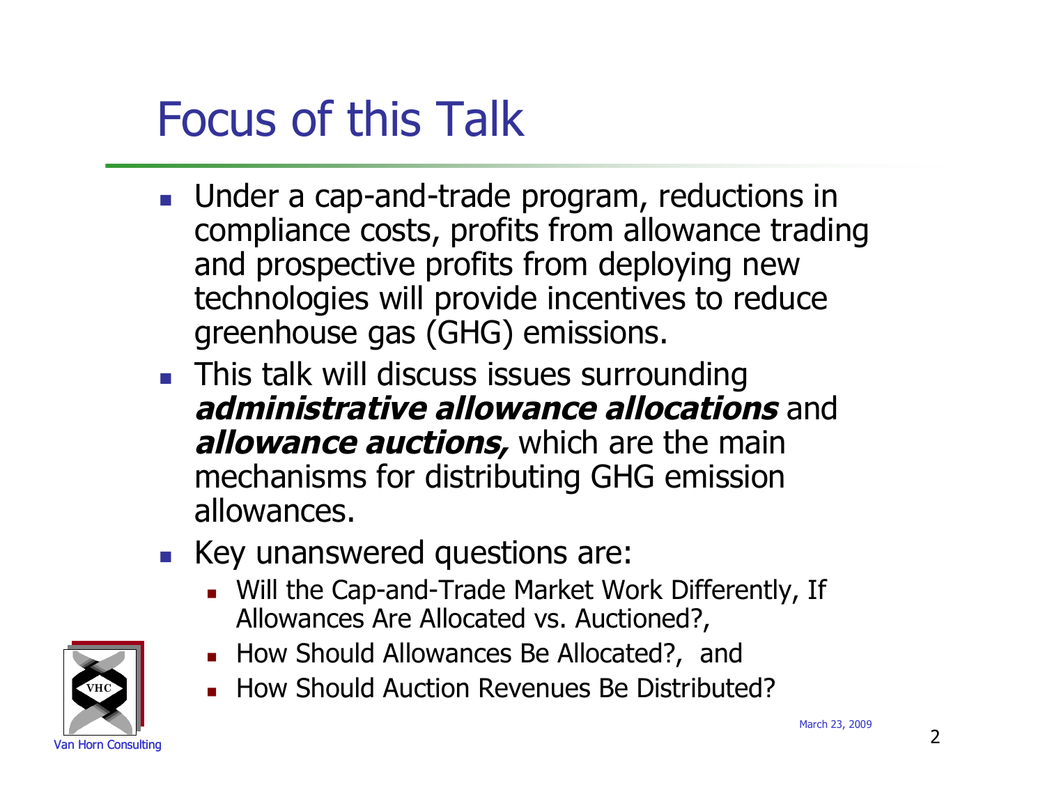# Focus of this Talk

- Under a cap-and-trade program, reductions in compliance costs, profits from allowance trading and prospective profits from deploying new technologies will provide incentives to reduce greenhouse gas (GHG) emissions.
- This talk will discuss issues surrounding ***administrative allowance allocations*** and ***allowance auctions,*** which are the main mechanisms for distributing GHG emission allowances.
- Key unanswered questions are:
  - Will the Cap-and-Trade Market Work Differently, If Allowances Are Allocated vs. Auctioned?,
  - How Should Allowances Be Allocated?, and
  - How Should Auction Revenues Be Distributed?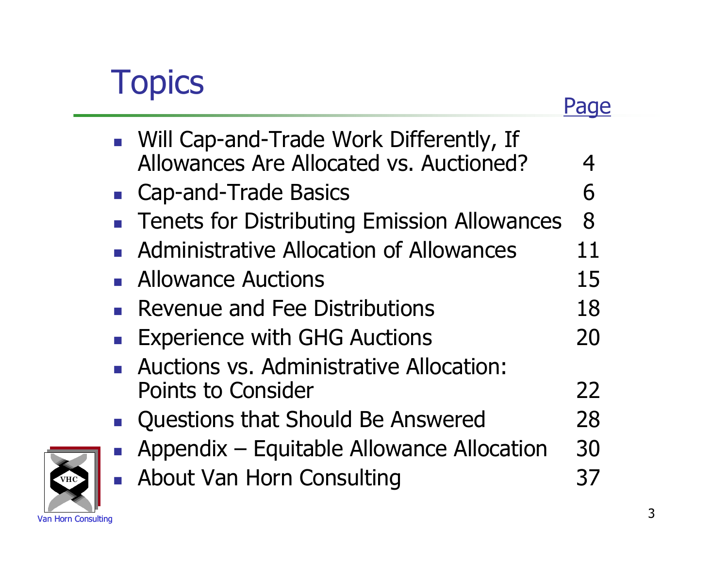# Topics

| Topic | Page |
|---|---|
| Will Cap-and-Trade Work Differently, If Allowances Are Allocated vs. Auctioned? | 4 |
| Cap-and-Trade Basics | 6 |
| Tenets for Distributing Emission Allowances | 8 |
| Administrative Allocation of Allowances | 11 |
| Allowance Auctions | 15 |
| Revenue and Fee Distributions | 18 |
| Experience with GHG Auctions | 20 |
| Auctions vs. Administrative Allocation: Points to Consider | 22 |
| Questions that Should Be Answered | 28 |
| Appendix – Equitable Allowance Allocation | 30 |
| About Van Horn Consulting | 37 |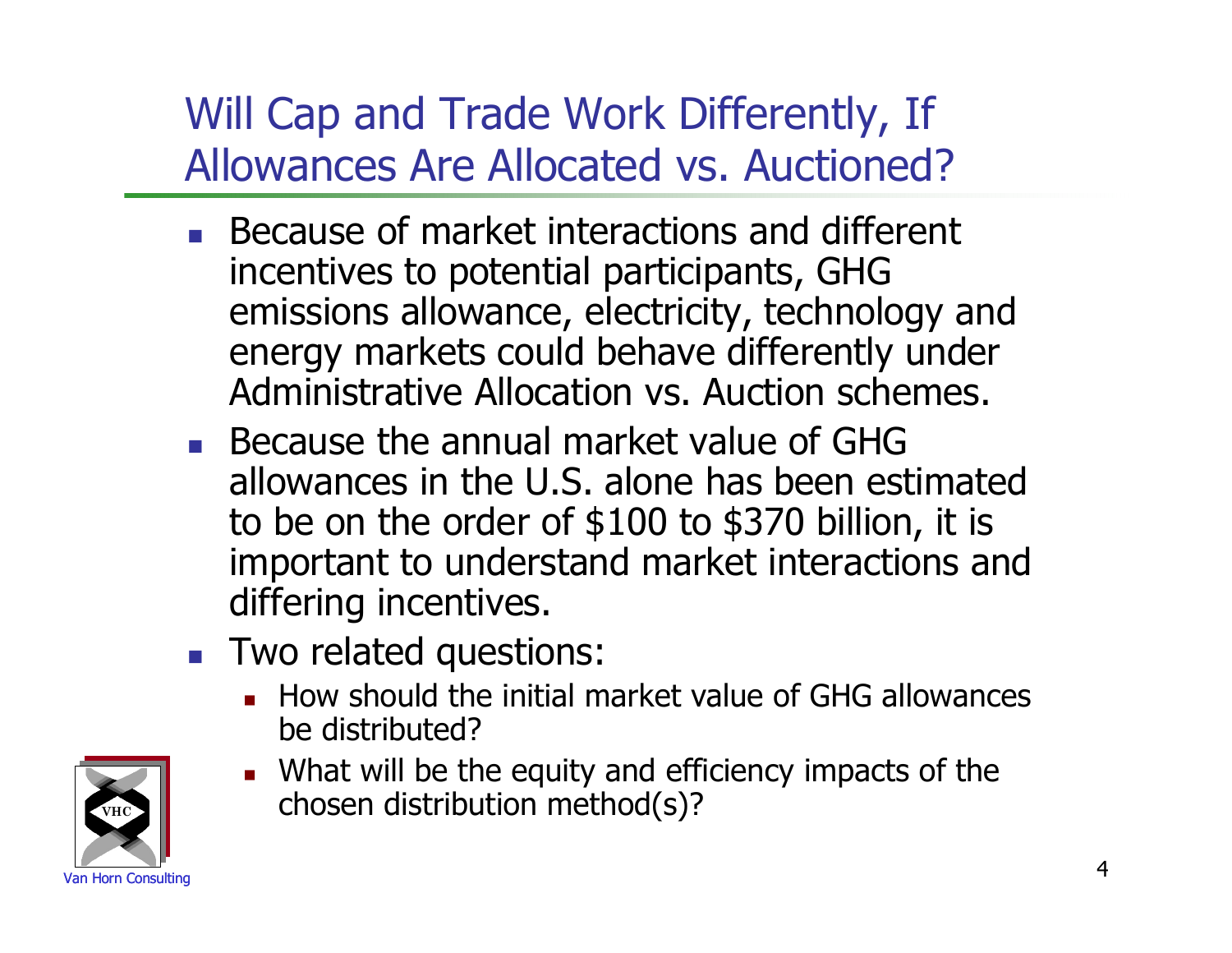## Will Cap and Trade Work Differently, If Allowances Are Allocated vs. Auctioned?

- Because of market interactions and different incentives to potential participants, GHG emissions allowance, electricity, technology and energy markets could behave differently under Administrative Allocation vs. Auction schemes.
- Because the annual market value of GHG allowances in the U.S. alone has been estimated to be on the order of $100 to $370 billion, it is important to understand market interactions and differing incentives.
- Two related questions:
  - How should the initial market value of GHG allowances be distributed?
  - What will be the equity and efficiency impacts of the chosen distribution method(s)?

Van Horn Consulting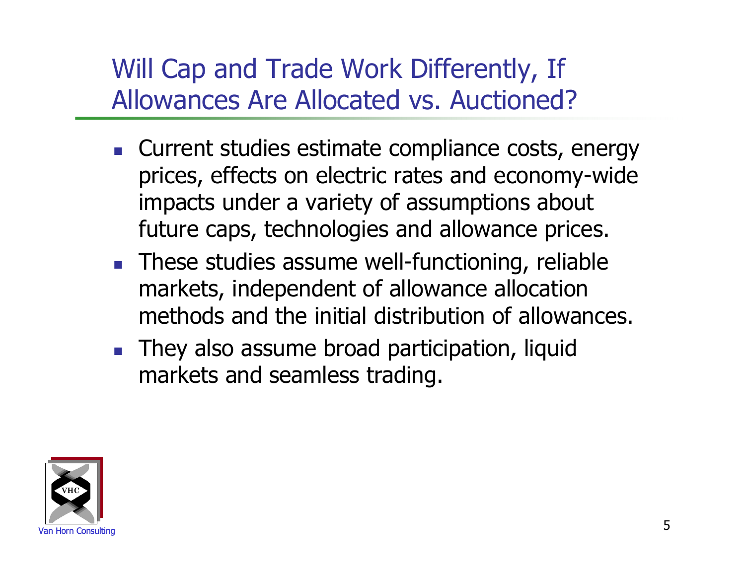# Will Cap and Trade Work Differently, If Allowances Are Allocated vs. Auctioned?

- Current studies estimate compliance costs, energy prices, effects on electric rates and economy-wide impacts under a variety of assumptions about future caps, technologies and allowance prices.
- These studies assume well-functioning, reliable markets, independent of allowance allocation methods and the initial distribution of allowances.
- They also assume broad participation, liquid markets and seamless trading.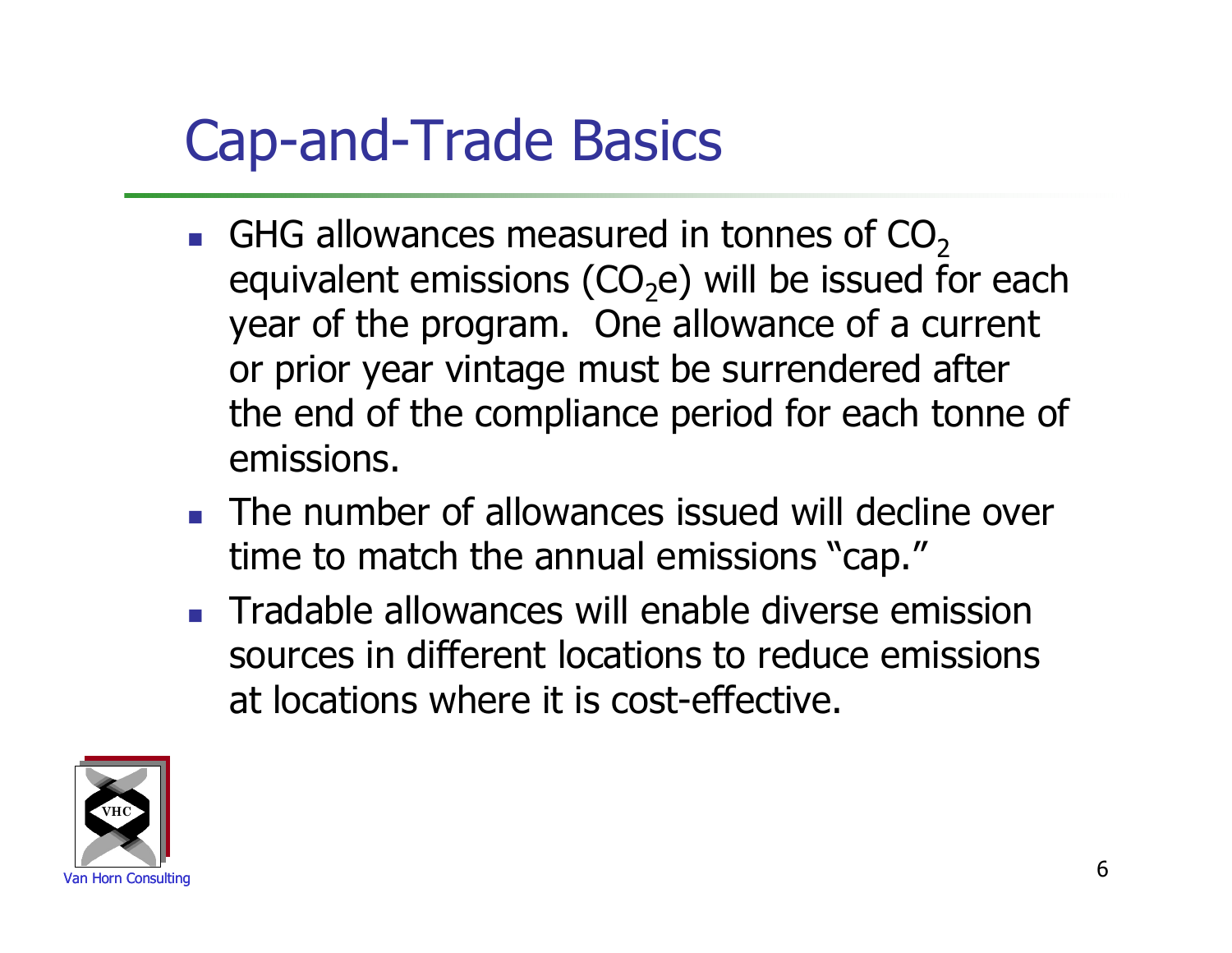# Cap-and-Trade Basics

- GHG allowances measured in tonnes of $CO_2$ equivalent emissions ($CO_2e$) will be issued for each year of the program. One allowance of a current or prior year vintage must be surrendered after the end of the compliance period for each tonne of emissions.
- The number of allowances issued will decline over time to match the annual emissions "cap."
- Tradable allowances will enable diverse emission sources in different locations to reduce emissions at locations where it is cost-effective.

Van Horn Consulting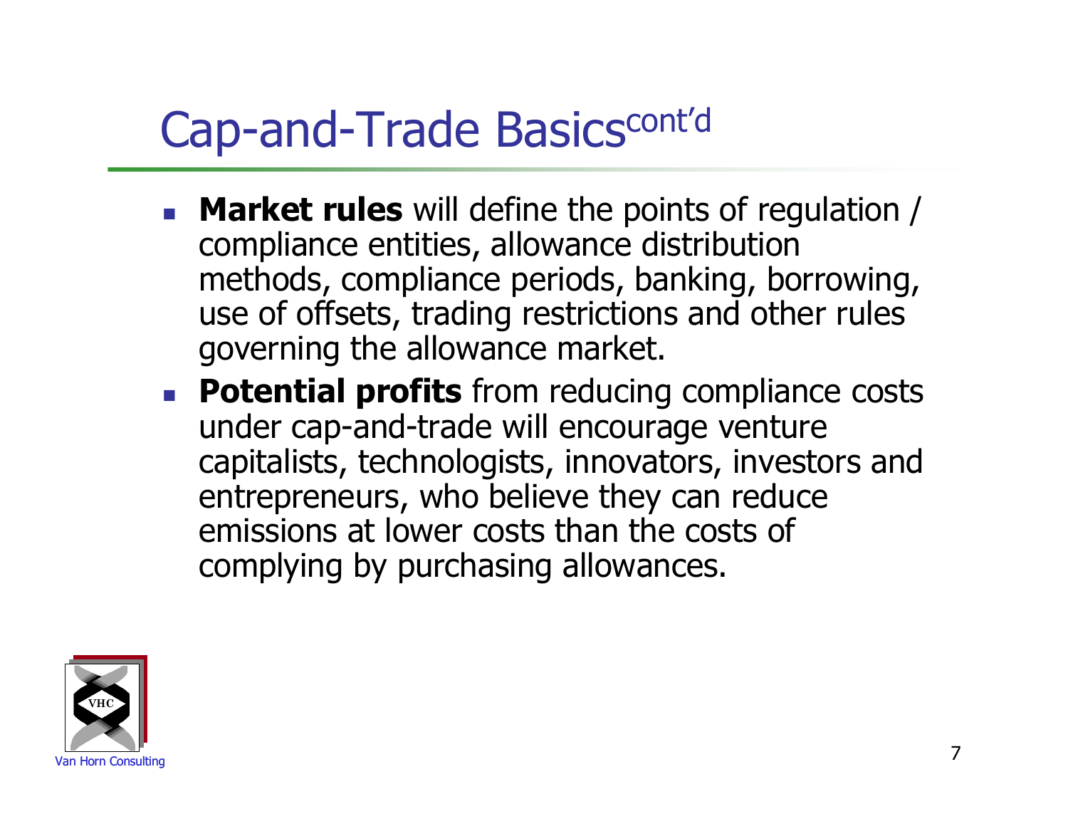# Cap-and-Trade Basics[cont'd]

- **Market rules** will define the points of regulation / compliance entities, allowance distribution methods, compliance periods, banking, borrowing, use of offsets, trading restrictions and other rules governing the allowance market.
- **Potential profits** from reducing compliance costs under cap-and-trade will encourage venture capitalists, technologists, innovators, investors and entrepreneurs, who believe they can reduce emissions at lower costs than the costs of complying by purchasing allowances.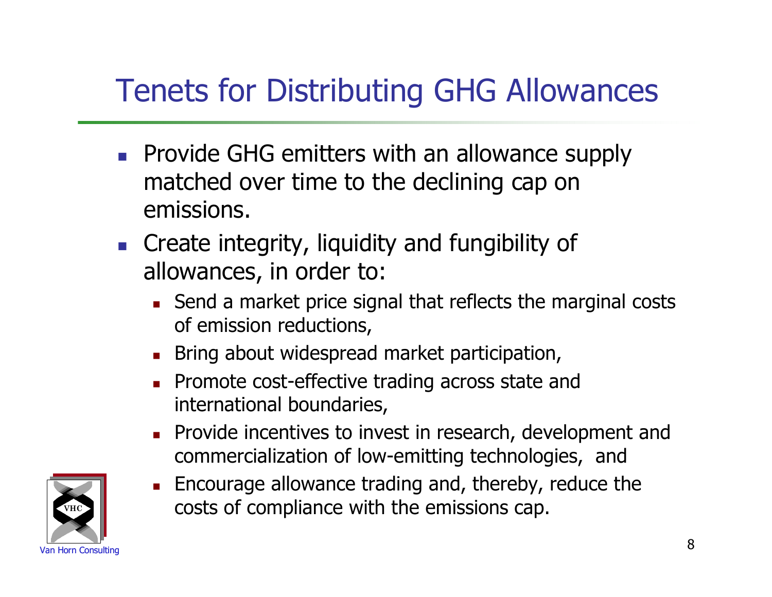# Tenets for Distributing GHG Allowances

- Provide GHG emitters with an allowance supply matched over time to the declining cap on emissions.
- Create integrity, liquidity and fungibility of allowances, in order to:
  - Send a market price signal that reflects the marginal costs of emission reductions,
  - Bring about widespread market participation,
  - Promote cost-effective trading across state and international boundaries,
  - Provide incentives to invest in research, development and commercialization of low-emitting technologies, and
  - Encourage allowance trading and, thereby, reduce the costs of compliance with the emissions cap.

Van Horn Consulting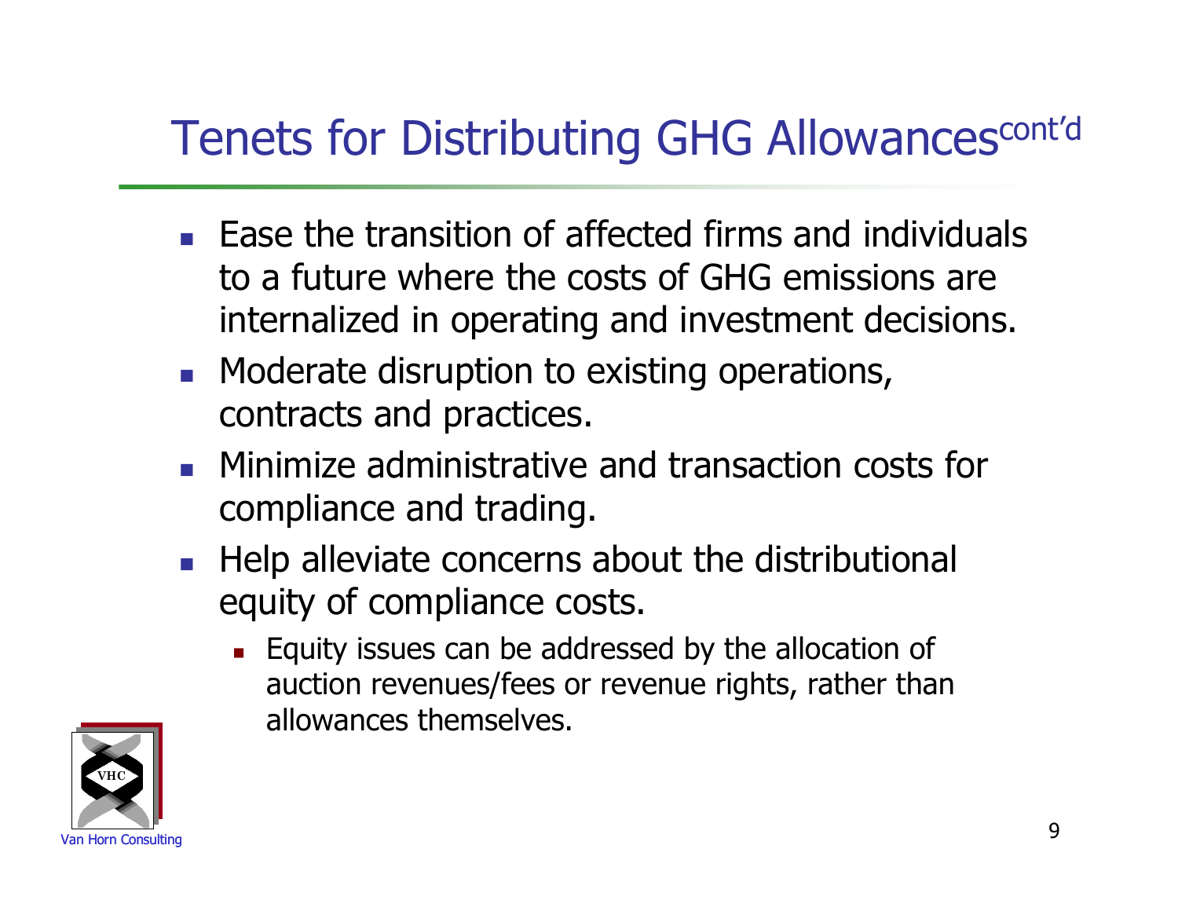# Tenets for Distributing GHG Allowances cont'd

- Ease the transition of affected firms and individuals to a future where the costs of GHG emissions are internalized in operating and investment decisions.
- Moderate disruption to existing operations, contracts and practices.
- Minimize administrative and transaction costs for compliance and trading.
- Help alleviate concerns about the distributional equity of compliance costs.
  - Equity issues can be addressed by the allocation of auction revenues/fees or revenue rights, rather than allowances themselves.

Van Horn Consulting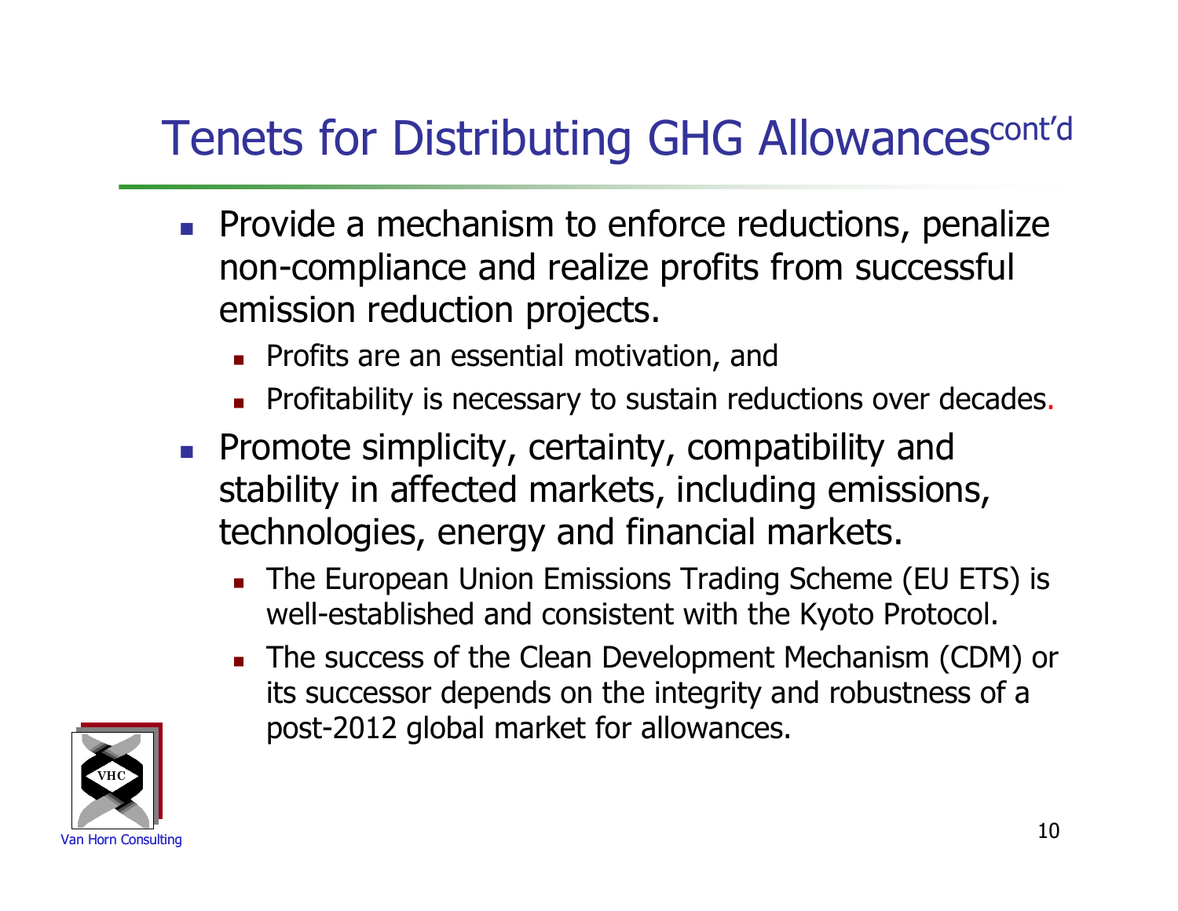# Tenets for Distributing GHG Allowances cont'd

- Provide a mechanism to enforce reductions, penalize non-compliance and realize profits from successful emission reduction projects.
  - Profits are an essential motivation, and
  - Profitability is necessary to sustain reductions over decades.
- Promote simplicity, certainty, compatibility and stability in affected markets, including emissions, technologies, energy and financial markets.
  - The European Union Emissions Trading Scheme (EU ETS) is well-established and consistent with the Kyoto Protocol.
  - The success of the Clean Development Mechanism (CDM) or its successor depends on the integrity and robustness of a post-2012 global market for allowances.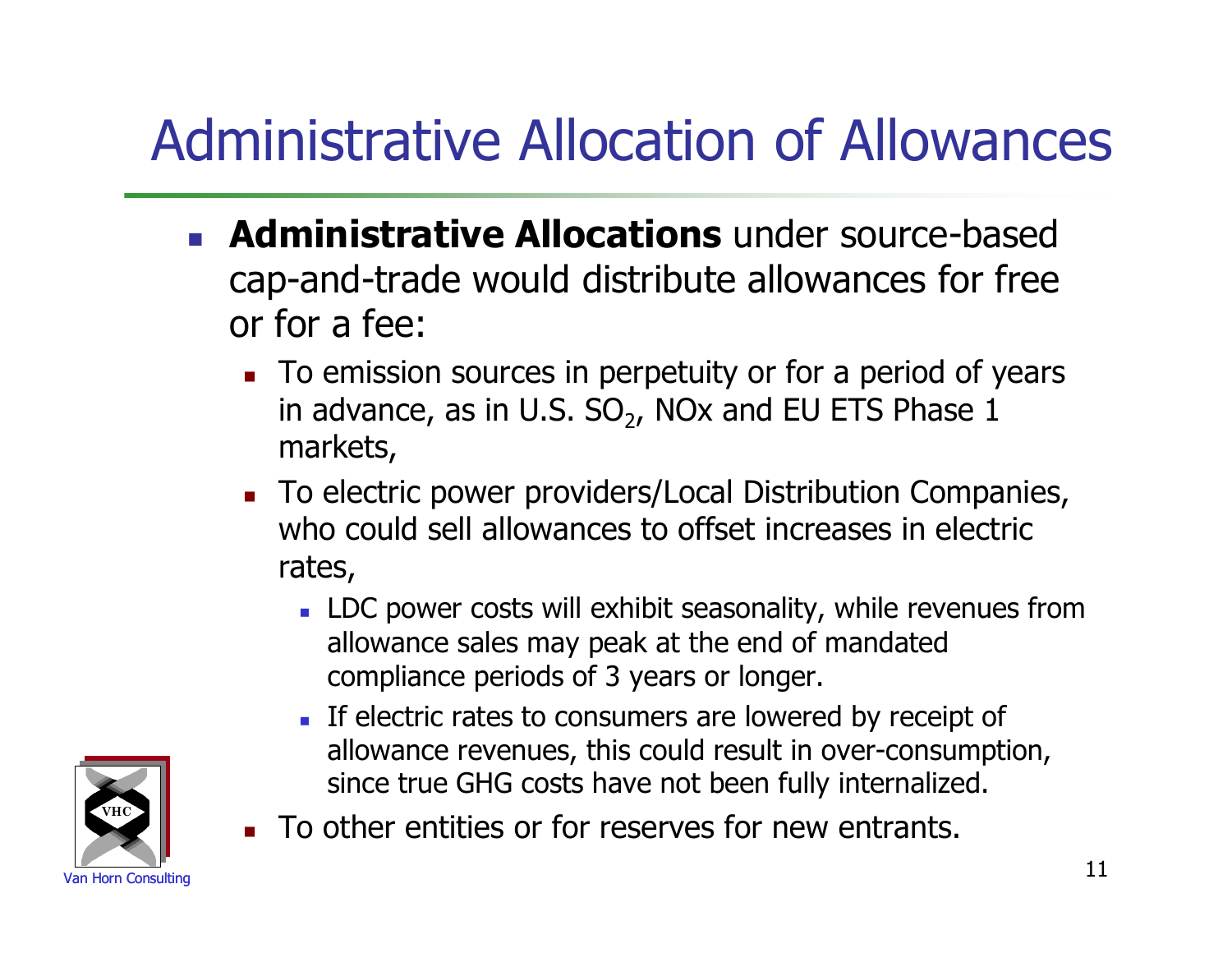# Administrative Allocation of Allowances

- **Administrative Allocations** under source-based cap-and-trade would distribute allowances for free or for a fee:
  - To emission sources in perpetuity or for a period of years in advance, as in U.S. $SO_2$, NOx and EU ETS Phase 1 markets,
  - To electric power providers/Local Distribution Companies, who could sell allowances to offset increases in electric rates,
    - LDC power costs will exhibit seasonality, while revenues from allowance sales may peak at the end of mandated compliance periods of 3 years or longer.
    - If electric rates to consumers are lowered by receipt of allowance revenues, this could result in over-consumption, since true GHG costs have not been fully internalized.
  - To other entities or for reserves for new entrants.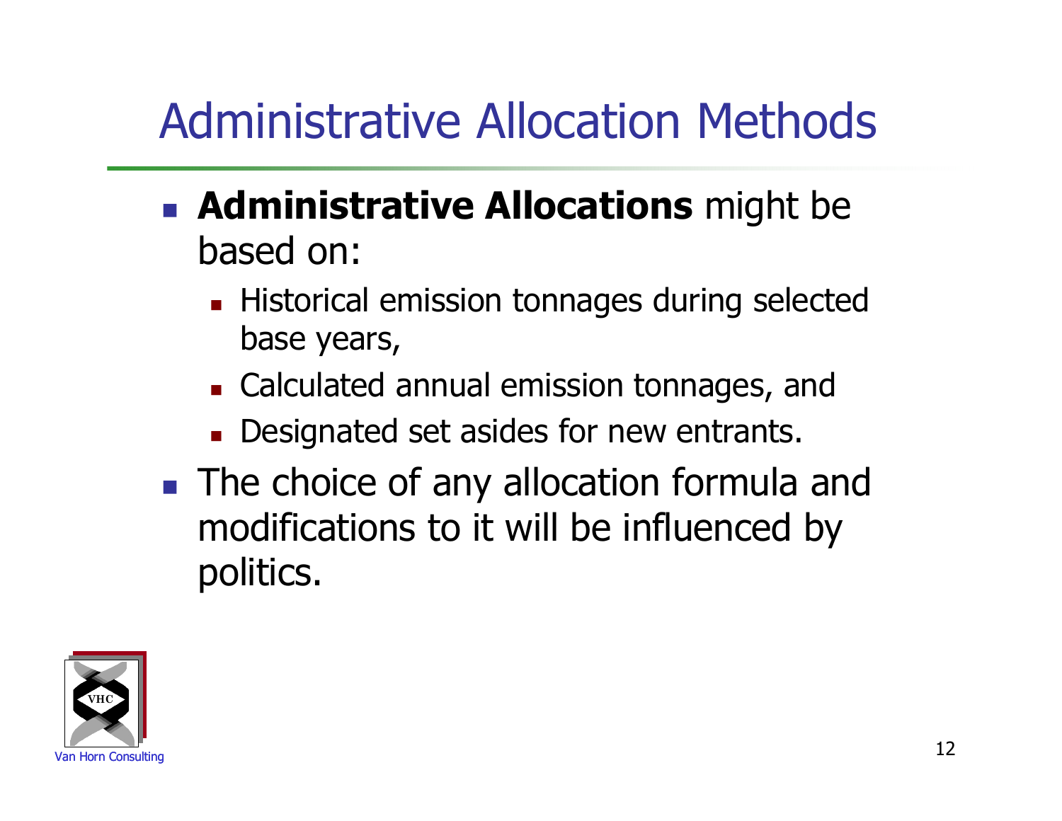# Administrative Allocation Methods

- **Administrative Allocations** might be based on:
  - Historical emission tonnages during selected base years,
  - Calculated annual emission tonnages, and
  - Designated set asides for new entrants.
- The choice of any allocation formula and modifications to it will be influenced by politics.

Van Horn Consulting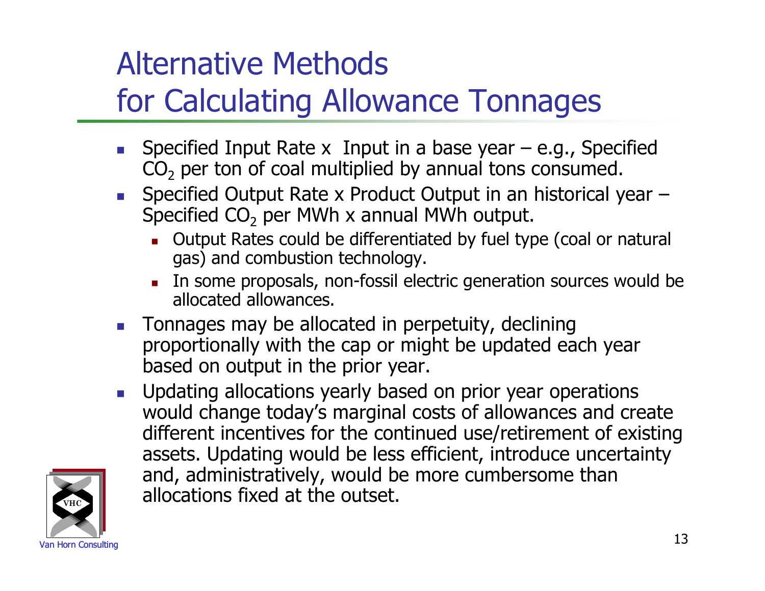# Alternative Methods for Calculating Allowance Tonnages

- Specified Input Rate x Input in a base year – e.g., Specified $CO_2$ per ton of coal multiplied by annual tons consumed.
- Specified Output Rate x Product Output in an historical year – Specified $CO_2$ per MWh x annual MWh output.
  - Output Rates could be differentiated by fuel type (coal or natural gas) and combustion technology.
  - In some proposals, non-fossil electric generation sources would be allocated allowances.
- Tonnages may be allocated in perpetuity, declining proportionally with the cap or might be updated each year based on output in the prior year.
- Updating allocations yearly based on prior year operations would change today's marginal costs of allowances and create different incentives for the continued use/retirement of existing assets. Updating would be less efficient, introduce uncertainty and, administratively, would be more cumbersome than allocations fixed at the outset.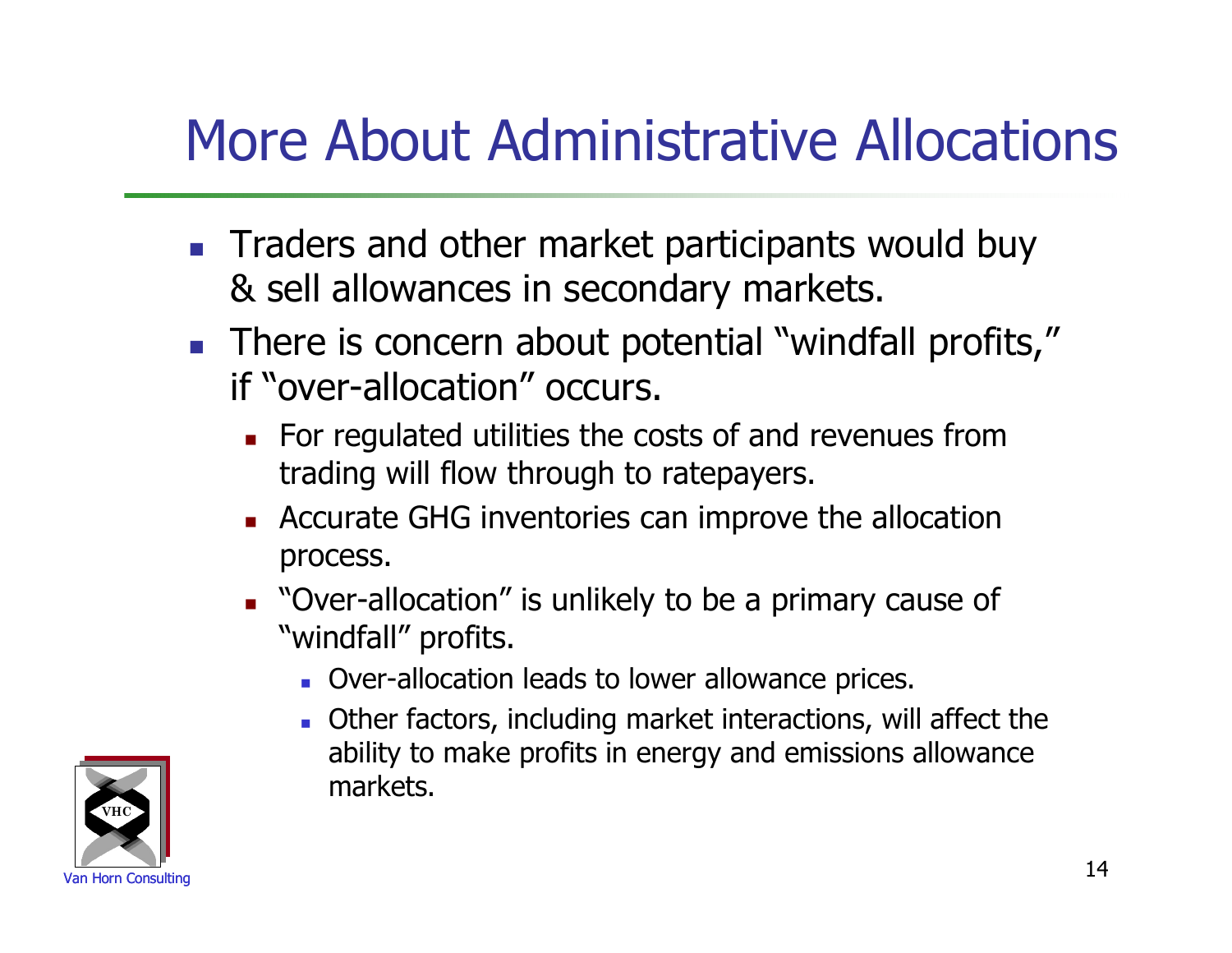# More About Administrative Allocations

- Traders and other market participants would buy & sell allowances in secondary markets.
- There is concern about potential "windfall profits," if "over-allocation" occurs.
  - For regulated utilities the costs of and revenues from trading will flow through to ratepayers.
  - Accurate GHG inventories can improve the allocation process.
  - "Over-allocation" is unlikely to be a primary cause of "windfall" profits.
    - Over-allocation leads to lower allowance prices.
    - Other factors, including market interactions, will affect the ability to make profits in energy and emissions allowance markets.

Van Horn Consulting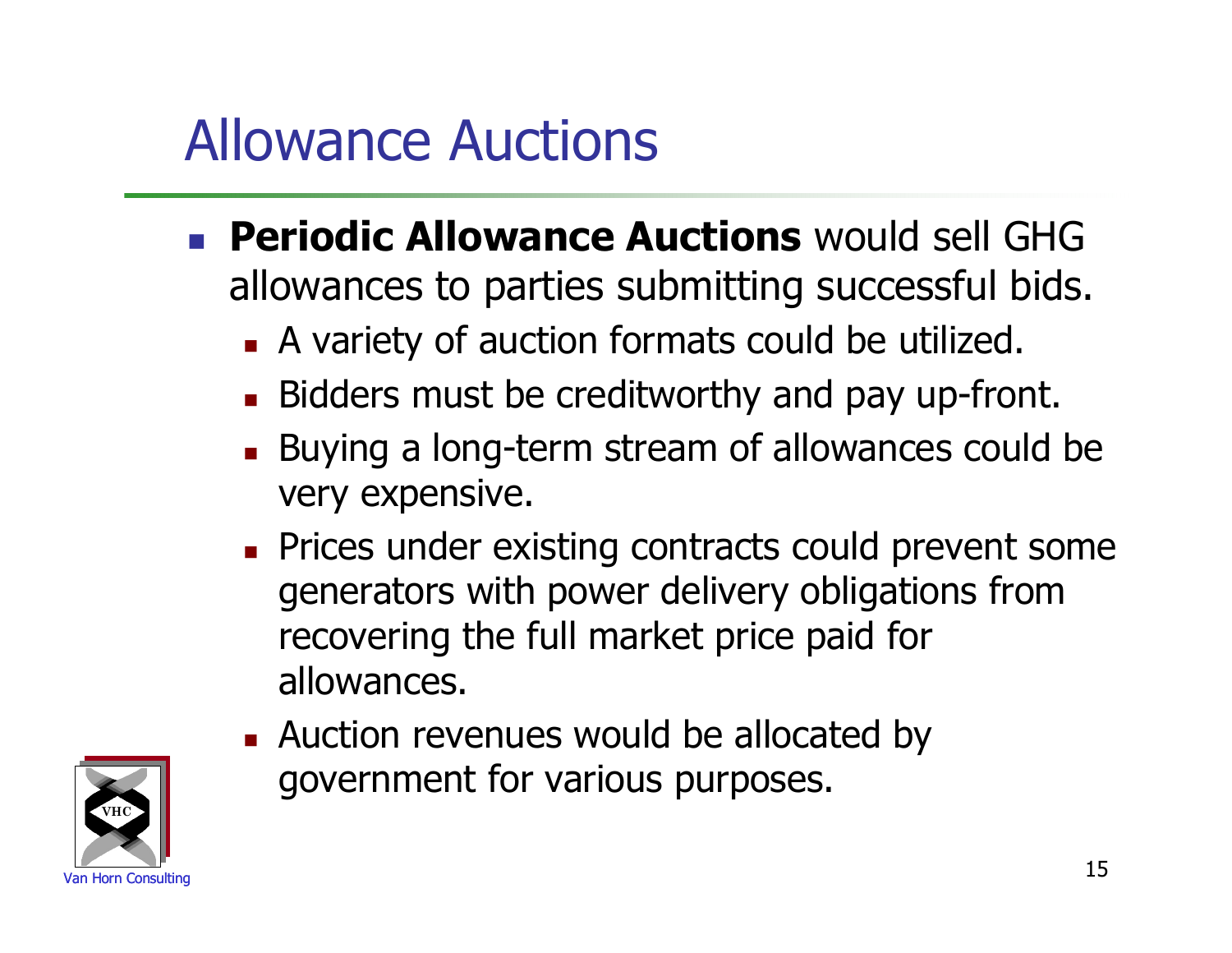# Allowance Auctions

- **Periodic Allowance Auctions** would sell GHG allowances to parties submitting successful bids.
  - A variety of auction formats could be utilized.
  - Bidders must be creditworthy and pay up-front.
  - Buying a long-term stream of allowances could be very expensive.
  - Prices under existing contracts could prevent some generators with power delivery obligations from recovering the full market price paid for allowances.
  - Auction revenues would be allocated by government for various purposes.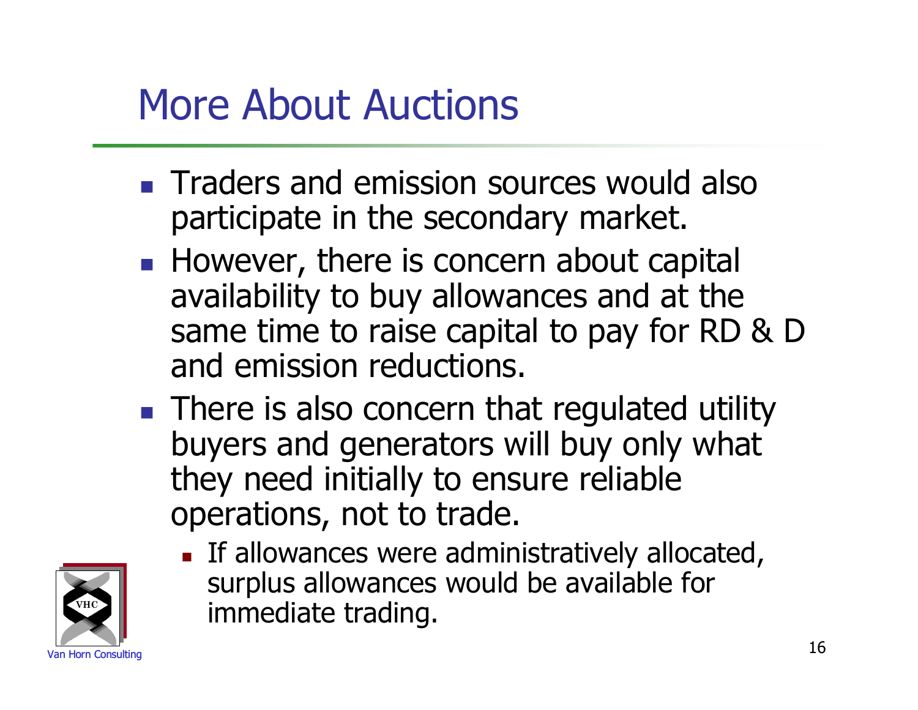# More About Auctions

- Traders and emission sources would also participate in the secondary market.
- However, there is concern about capital availability to buy allowances and at the same time to raise capital to pay for RD & D and emission reductions.
- There is also concern that regulated utility buyers and generators will buy only what they need initially to ensure reliable operations, not to trade.
  - If allowances were administratively allocated, surplus allowances would be available for immediate trading.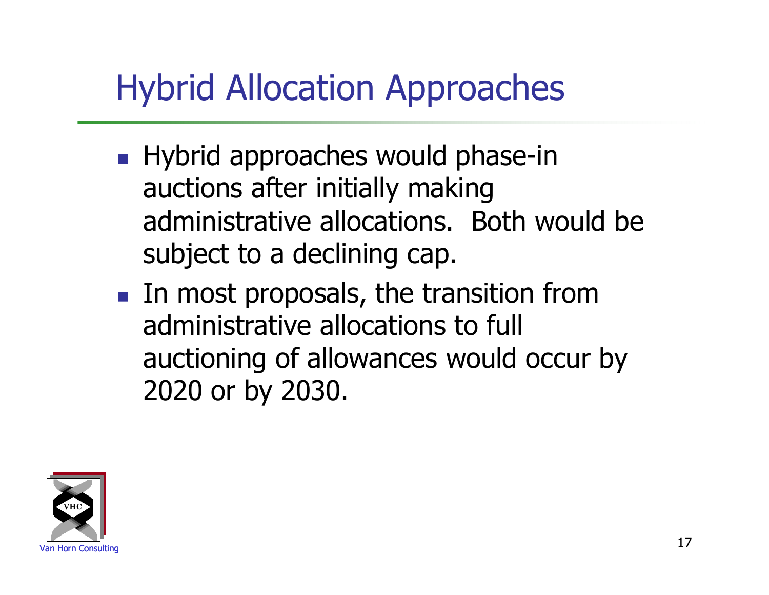# Hybrid Allocation Approaches

- Hybrid approaches would phase-in auctions after initially making administrative allocations. Both would be subject to a declining cap.
- In most proposals, the transition from administrative allocations to full auctioning of allowances would occur by 2020 or by 2030.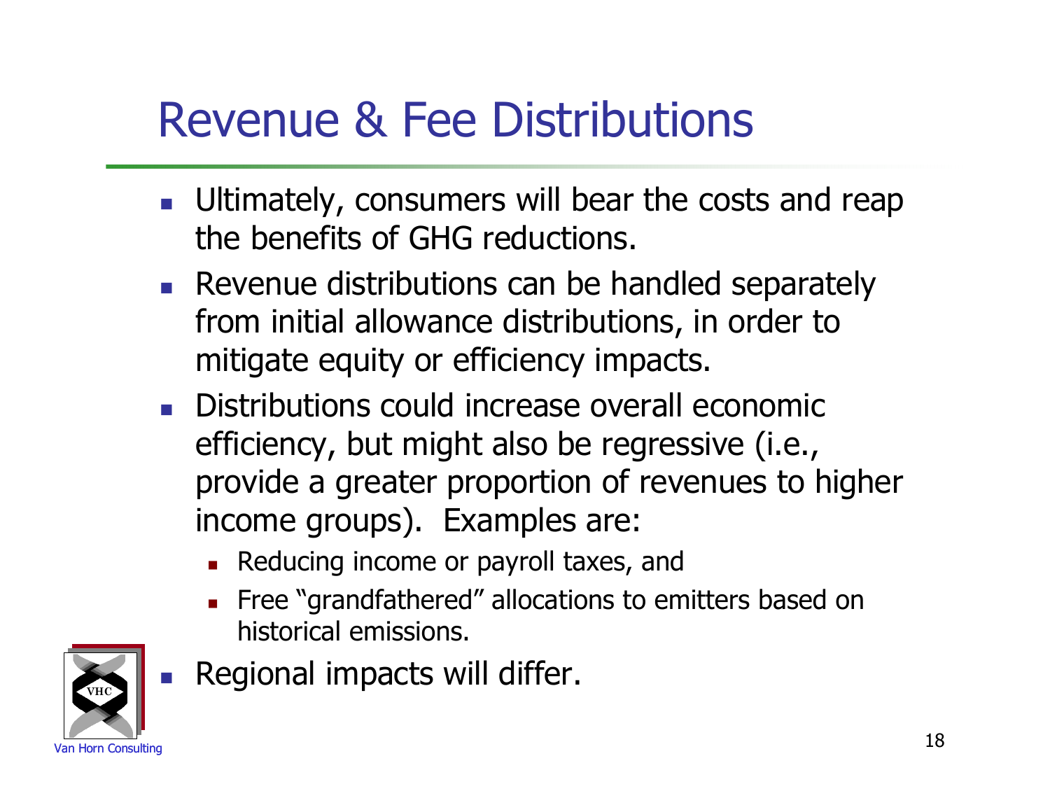# Revenue & Fee Distributions

- Ultimately, consumers will bear the costs and reap the benefits of GHG reductions.
- Revenue distributions can be handled separately from initial allowance distributions, in order to mitigate equity or efficiency impacts.
- Distributions could increase overall economic efficiency, but might also be regressive (i.e., provide a greater proportion of revenues to higher income groups). Examples are:
  - Reducing income or payroll taxes, and
  - Free "grandfathered" allocations to emitters based on historical emissions.
- Regional impacts will differ.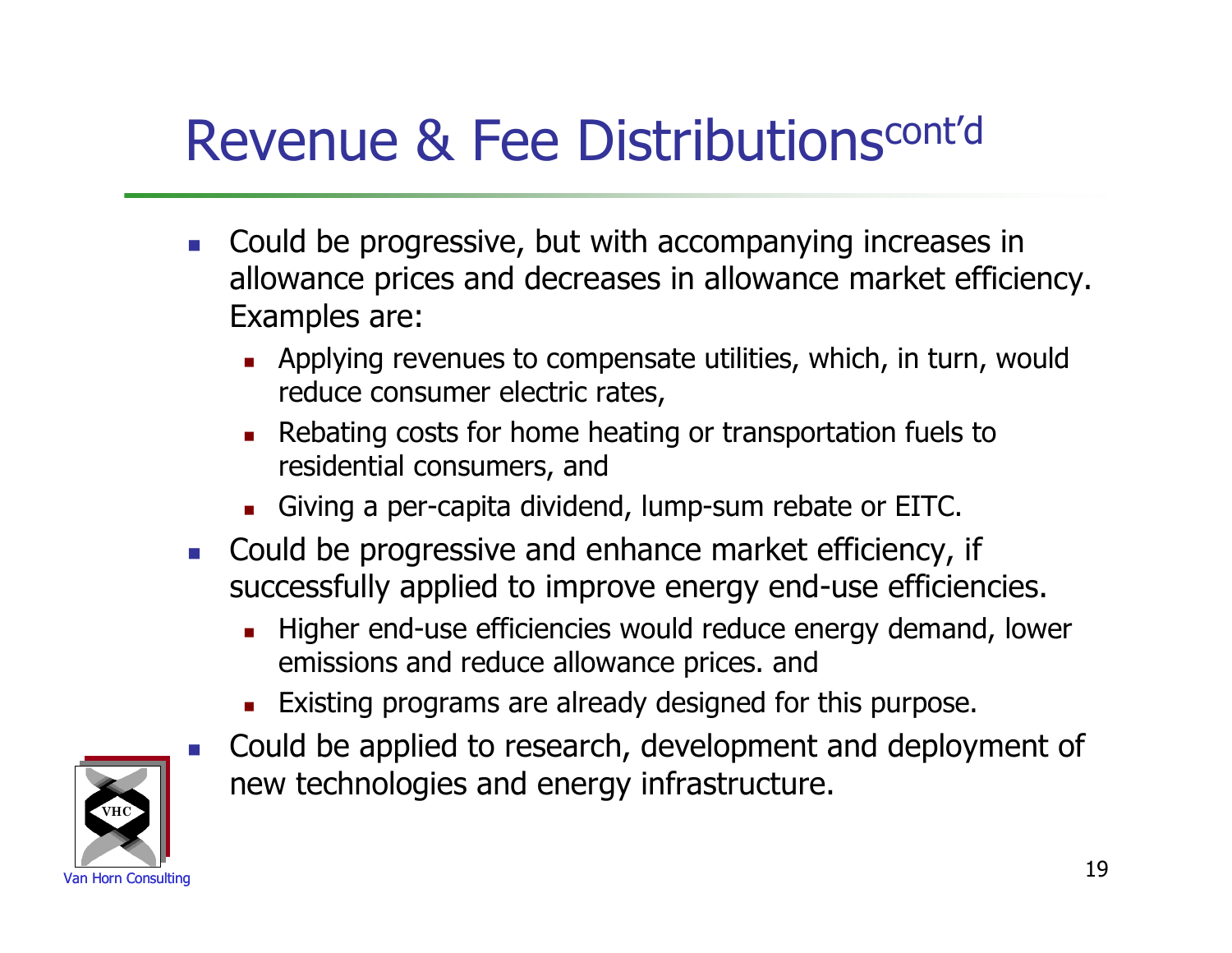# Revenue & Fee Distributions cont'd

- Could be progressive, but with accompanying increases in allowance prices and decreases in allowance market efficiency. Examples are:
  - Applying revenues to compensate utilities, which, in turn, would reduce consumer electric rates,
  - Rebating costs for home heating or transportation fuels to residential consumers, and
  - Giving a per-capita dividend, lump-sum rebate or EITC.
- Could be progressive and enhance market efficiency, if successfully applied to improve energy end-use efficiencies.
  - Higher end-use efficiencies would reduce energy demand, lower emissions and reduce allowance prices. and
  - Existing programs are already designed for this purpose.
- Could be applied to research, development and deployment of new technologies and energy infrastructure.

Van Horn Consulting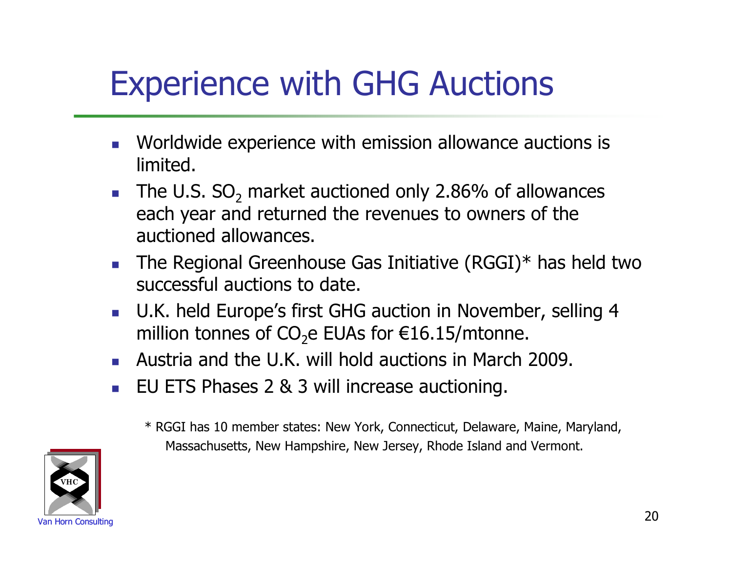# Experience with GHG Auctions

- Worldwide experience with emission allowance auctions is limited.
- The U.S. $SO_2$ market auctioned only 2.86% of allowances each year and returned the revenues to owners of the auctioned allowances.
- The Regional Greenhouse Gas Initiative (RGGI)* has held two successful auctions to date.
- U.K. held Europe's first GHG auction in November, selling 4 million tonnes of $CO_2$e EUAs for €16.15/mtonne.
- Austria and the U.K. will hold auctions in March 2009.
- EU ETS Phases 2 & 3 will increase auctioning.

\* RGGI has 10 member states: New York, Connecticut, Delaware, Maine, Maryland, Massachusetts, New Hampshire, New Jersey, Rhode Island and Vermont.

Van Horn Consulting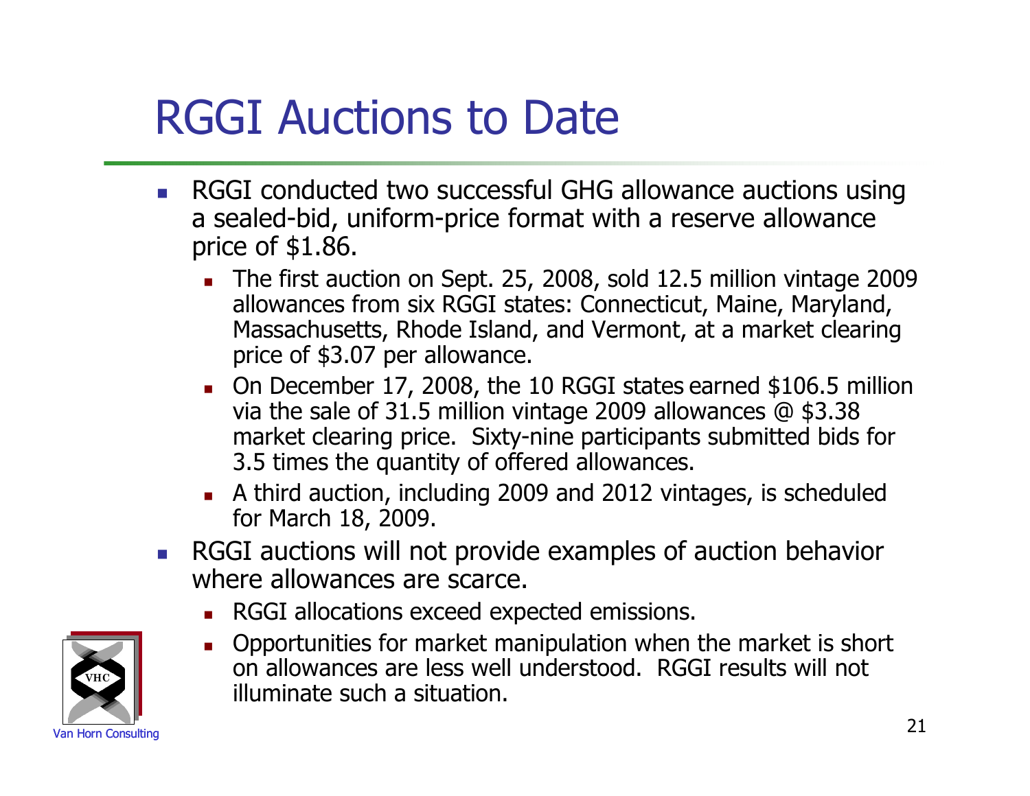# RGGI Auctions to Date

- RGGI conducted two successful GHG allowance auctions using a sealed-bid, uniform-price format with a reserve allowance price of $1.86.
  - The first auction on Sept. 25, 2008, sold 12.5 million vintage 2009 allowances from six RGGI states: Connecticut, Maine, Maryland, Massachusetts, Rhode Island, and Vermont, at a market clearing price of $3.07 per allowance.
  - On December 17, 2008, the 10 RGGI states earned $106.5 million via the sale of 31.5 million vintage 2009 allowances @ $3.38 market clearing price. Sixty-nine participants submitted bids for 3.5 times the quantity of offered allowances.
  - A third auction, including 2009 and 2012 vintages, is scheduled for March 18, 2009.
- RGGI auctions will not provide examples of auction behavior where allowances are scarce.
  - RGGI allocations exceed expected emissions.
  - Opportunities for market manipulation when the market is short on allowances are less well understood. RGGI results will not illuminate such a situation.

Van Horn Consulting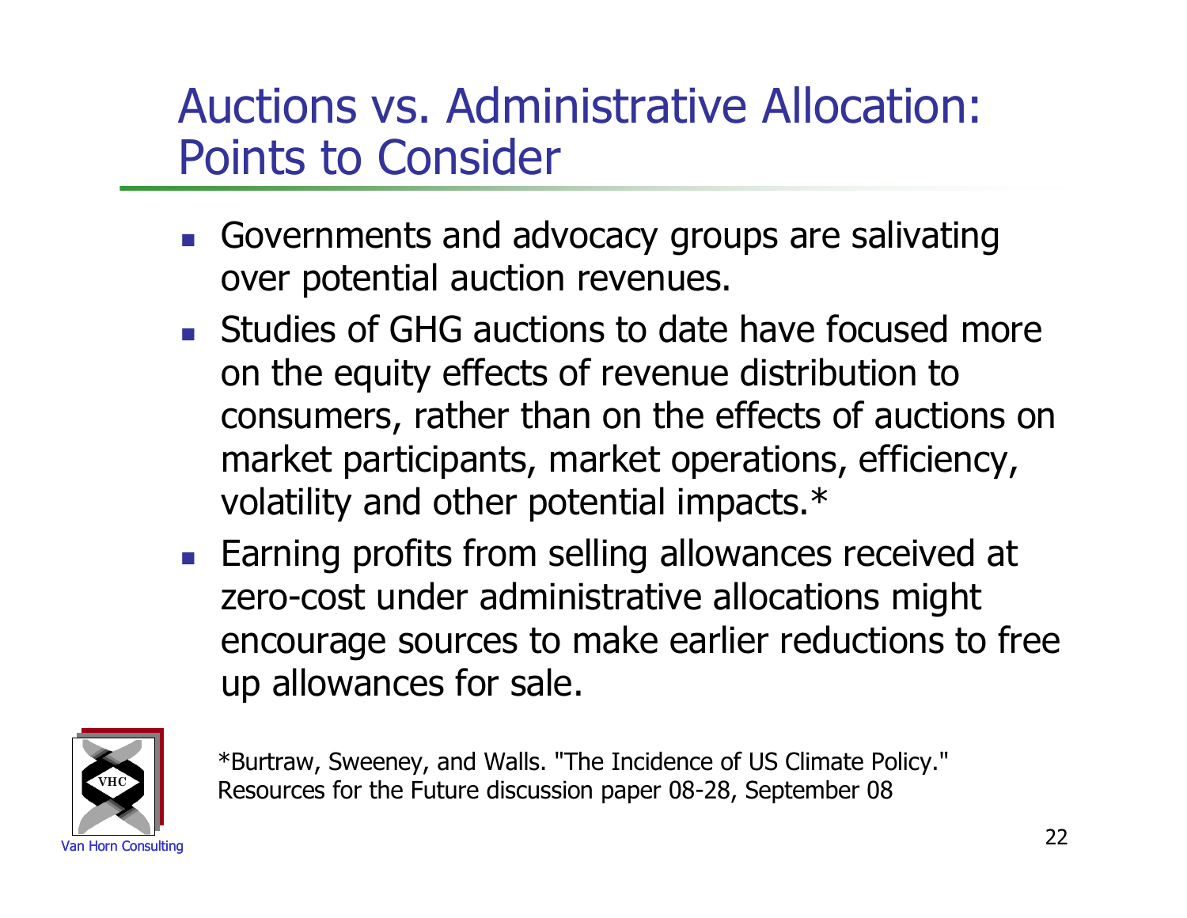# Auctions vs. Administrative Allocation: Points to Consider

- Governments and advocacy groups are salivating over potential auction revenues.
- Studies of GHG auctions to date have focused more on the equity effects of revenue distribution to consumers, rather than on the effects of auctions on market participants, market operations, efficiency, volatility and other potential impacts.*
- Earning profits from selling allowances received at zero-cost under administrative allocations might encourage sources to make earlier reductions to free up allowances for sale.

*Burtraw, Sweeney, and Walls. "The Incidence of US Climate Policy." Resources for the Future discussion paper 08-28, September 08

Van Horn Consulting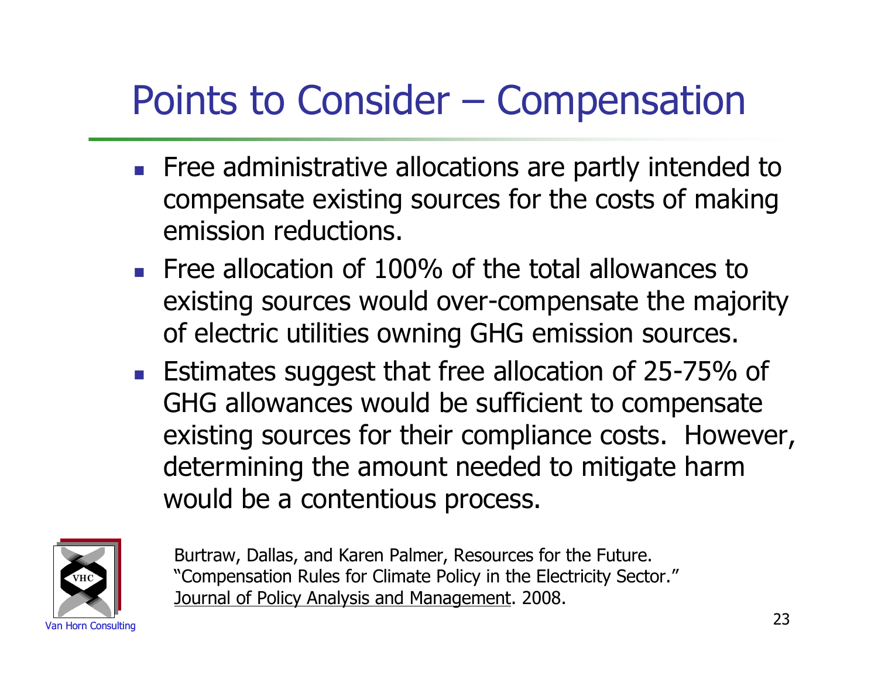# Points to Consider – Compensation

- Free administrative allocations are partly intended to compensate existing sources for the costs of making emission reductions.
- Free allocation of 100% of the total allowances to existing sources would over-compensate the majority of electric utilities owning GHG emission sources.
- Estimates suggest that free allocation of 25-75% of GHG allowances would be sufficient to compensate existing sources for their compliance costs. However, determining the amount needed to mitigate harm would be a contentious process.

Burtraw, Dallas, and Karen Palmer, Resources for the Future. "Compensation Rules for Climate Policy in the Electricity Sector." Journal of Policy Analysis and Management. 2008.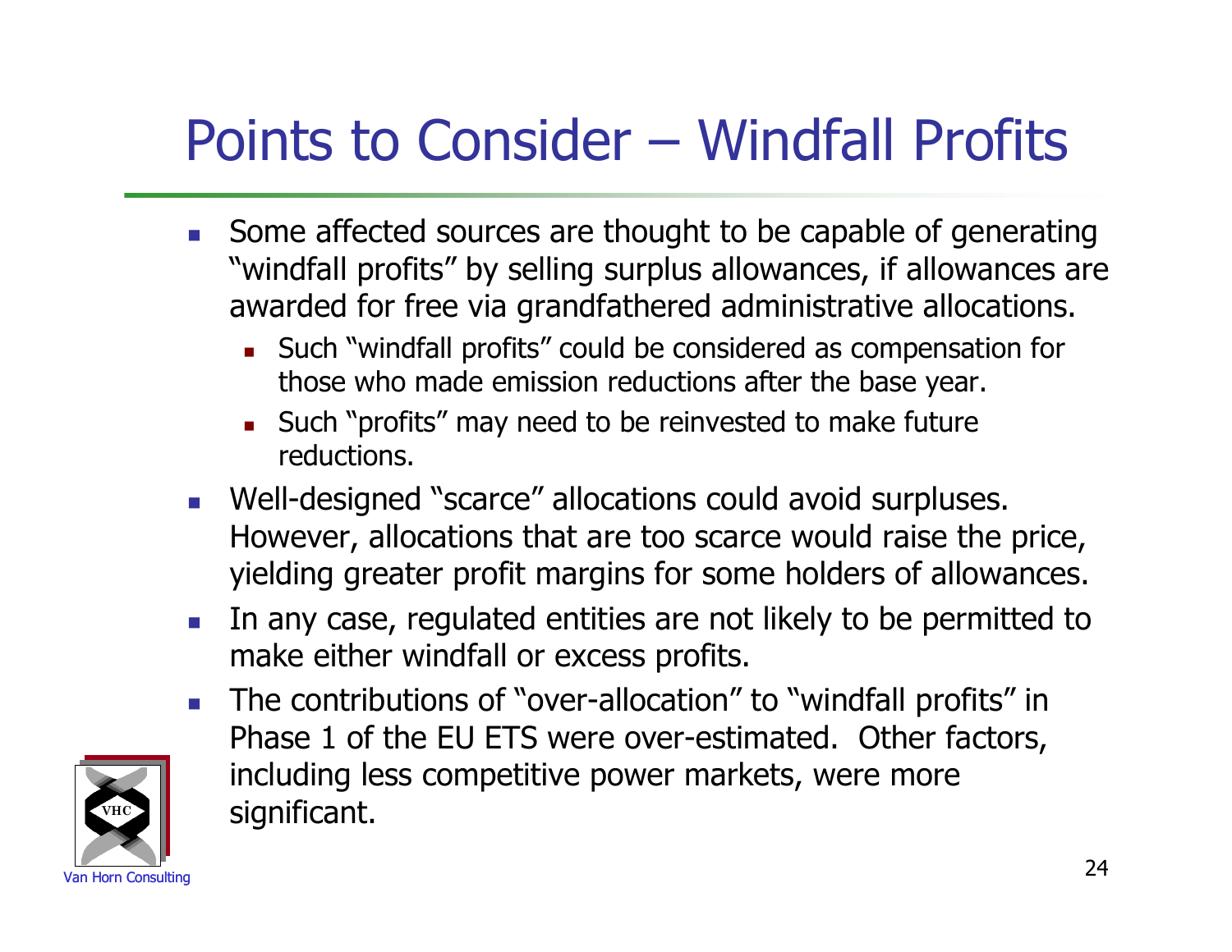# Points to Consider – Windfall Profits

- Some affected sources are thought to be capable of generating "windfall profits" by selling surplus allowances, if allowances are awarded for free via grandfathered administrative allocations.
  - Such "windfall profits" could be considered as compensation for those who made emission reductions after the base year.
  - Such "profits" may need to be reinvested to make future reductions.
- Well-designed "scarce" allocations could avoid surpluses. However, allocations that are too scarce would raise the price, yielding greater profit margins for some holders of allowances.
- In any case, regulated entities are not likely to be permitted to make either windfall or excess profits.
- The contributions of "over-allocation" to "windfall profits" in Phase 1 of the EU ETS were over-estimated. Other factors, including less competitive power markets, were more significant.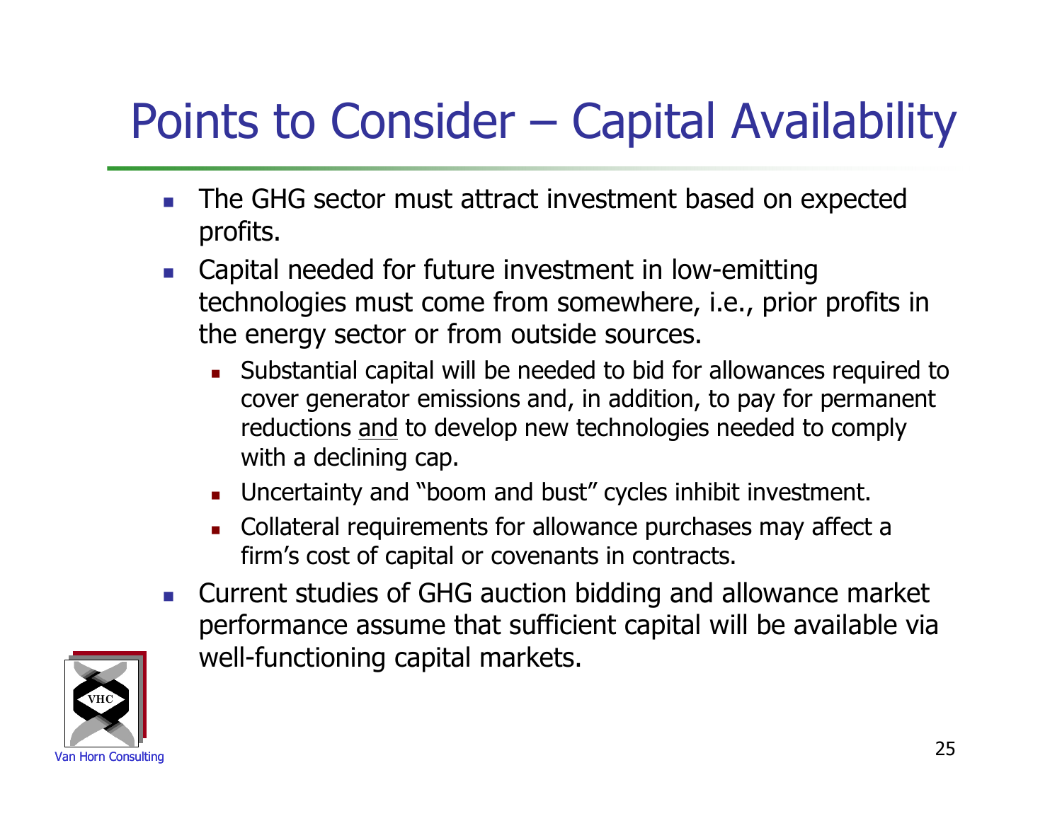# Points to Consider – Capital Availability

- The GHG sector must attract investment based on expected profits.
- Capital needed for future investment in low-emitting technologies must come from somewhere, i.e., prior profits in the energy sector or from outside sources.
  - Substantial capital will be needed to bid for allowances required to cover generator emissions and, in addition, to pay for permanent reductions <u>and</u> to develop new technologies needed to comply with a declining cap.
  - Uncertainty and "boom and bust" cycles inhibit investment.
  - Collateral requirements for allowance purchases may affect a firm's cost of capital or covenants in contracts.
- Current studies of GHG auction bidding and allowance market performance assume that sufficient capital will be available via well-functioning capital markets.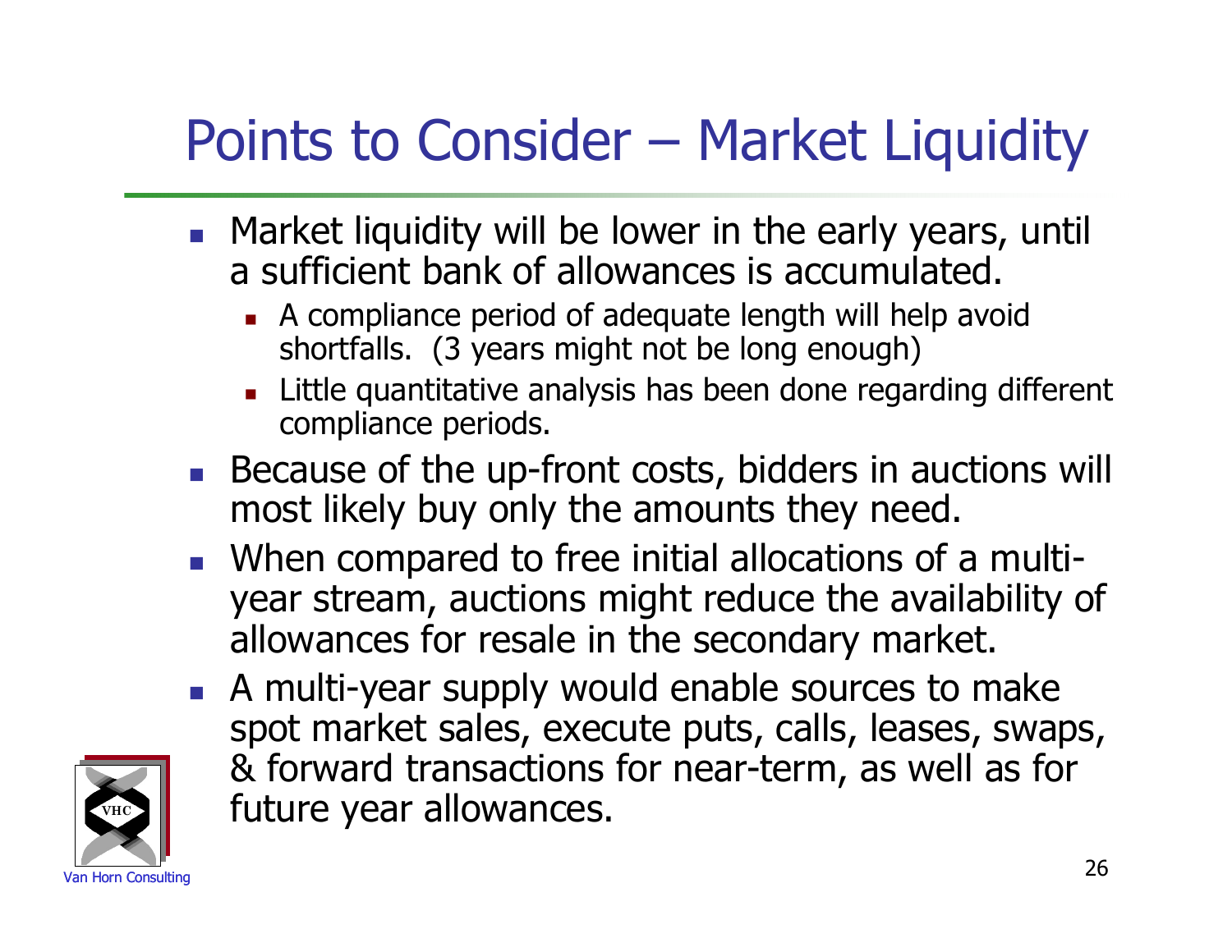# Points to Consider – Market Liquidity

- Market liquidity will be lower in the early years, until a sufficient bank of allowances is accumulated.
  - A compliance period of adequate length will help avoid shortfalls. (3 years might not be long enough)
  - Little quantitative analysis has been done regarding different compliance periods.
- Because of the up-front costs, bidders in auctions will most likely buy only the amounts they need.
- When compared to free initial allocations of a multi-year stream, auctions might reduce the availability of allowances for resale in the secondary market.
- A multi-year supply would enable sources to make spot market sales, execute puts, calls, leases, swaps, & forward transactions for near-term, as well as for future year allowances.

Van Horn Consulting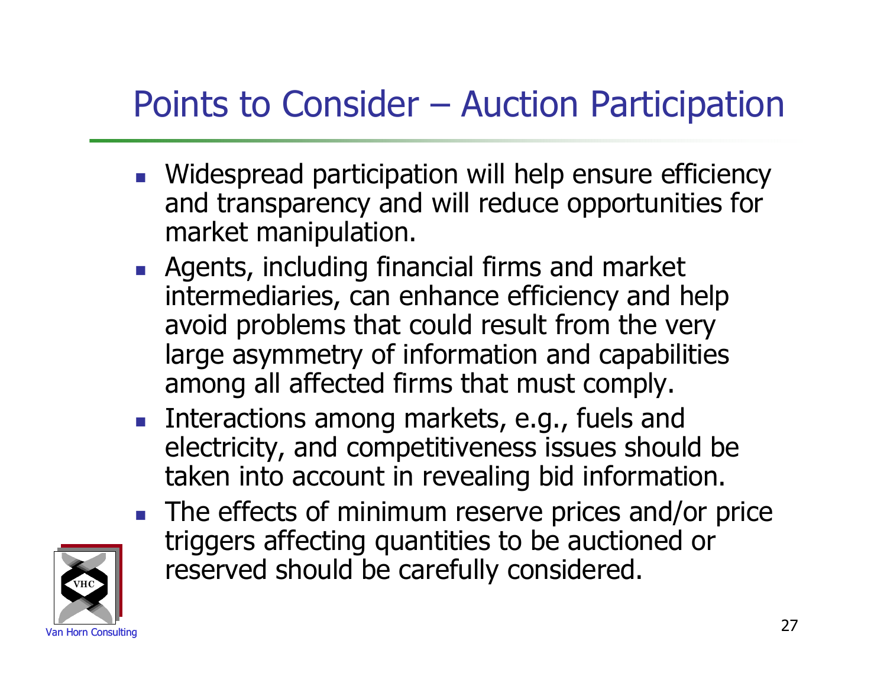# Points to Consider – Auction Participation

- Widespread participation will help ensure efficiency and transparency and will reduce opportunities for market manipulation.
- Agents, including financial firms and market intermediaries, can enhance efficiency and help avoid problems that could result from the very large asymmetry of information and capabilities among all affected firms that must comply.
- Interactions among markets, e.g., fuels and electricity, and competitiveness issues should be taken into account in revealing bid information.
- The effects of minimum reserve prices and/or price triggers affecting quantities to be auctioned or reserved should be carefully considered.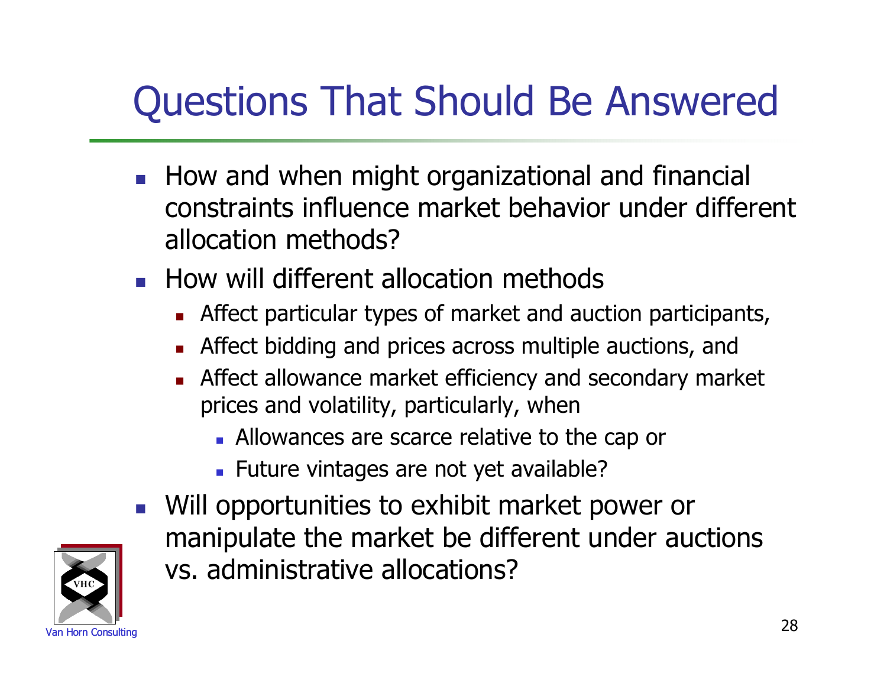# Questions That Should Be Answered

- How and when might organizational and financial constraints influence market behavior under different allocation methods?
- How will different allocation methods
  - Affect particular types of market and auction participants,
  - Affect bidding and prices across multiple auctions, and
  - Affect allowance market efficiency and secondary market prices and volatility, particularly, when
    - Allowances are scarce relative to the cap or
    - Future vintages are not yet available?
- Will opportunities to exhibit market power or manipulate the market be different under auctions vs. administrative allocations?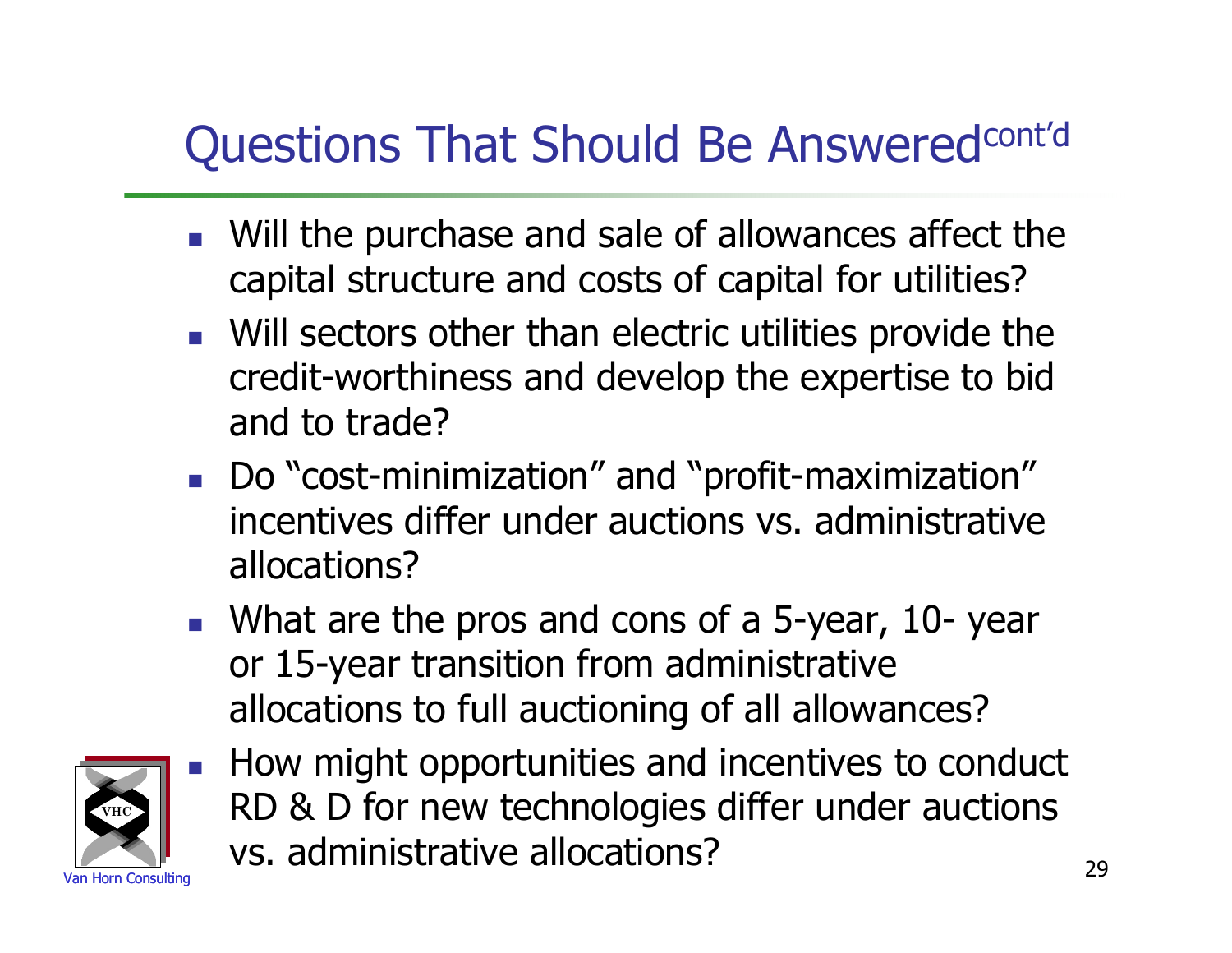# Questions That Should Be Answered cont'd

- Will the purchase and sale of allowances affect the capital structure and costs of capital for utilities?
- Will sectors other than electric utilities provide the credit-worthiness and develop the expertise to bid and to trade?
- Do "cost-minimization" and "profit-maximization" incentives differ under auctions vs. administrative allocations?
- What are the pros and cons of a 5-year, 10- year or 15-year transition from administrative allocations to full auctioning of all allowances?
- How might opportunities and incentives to conduct RD & D for new technologies differ under auctions vs. administrative allocations?

Van Horn Consulting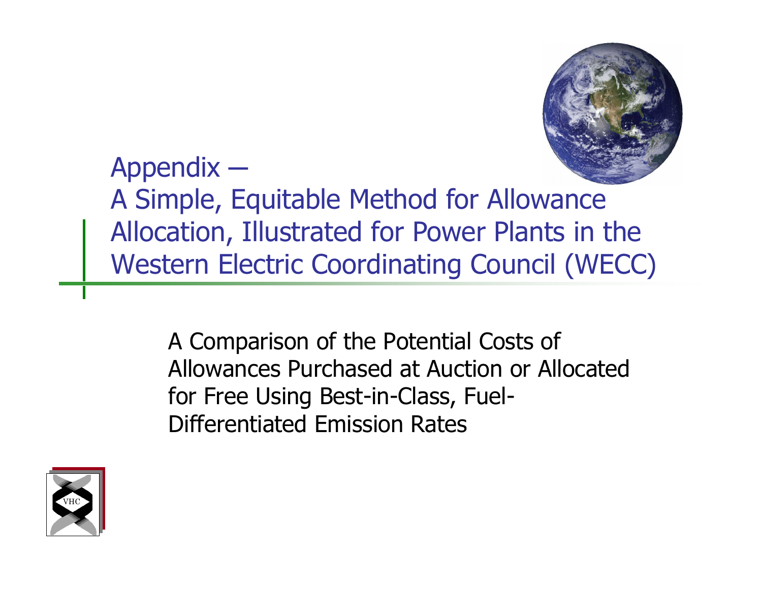# Appendix — A Simple, Equitable Method for Allowance Allocation, Illustrated for Power Plants in the Western Electric Coordinating Council (WECC)

A Comparison of the Potential Costs of Allowances Purchased at Auction or Allocated for Free Using Best-in-Class, Fuel-Differentiated Emission Rates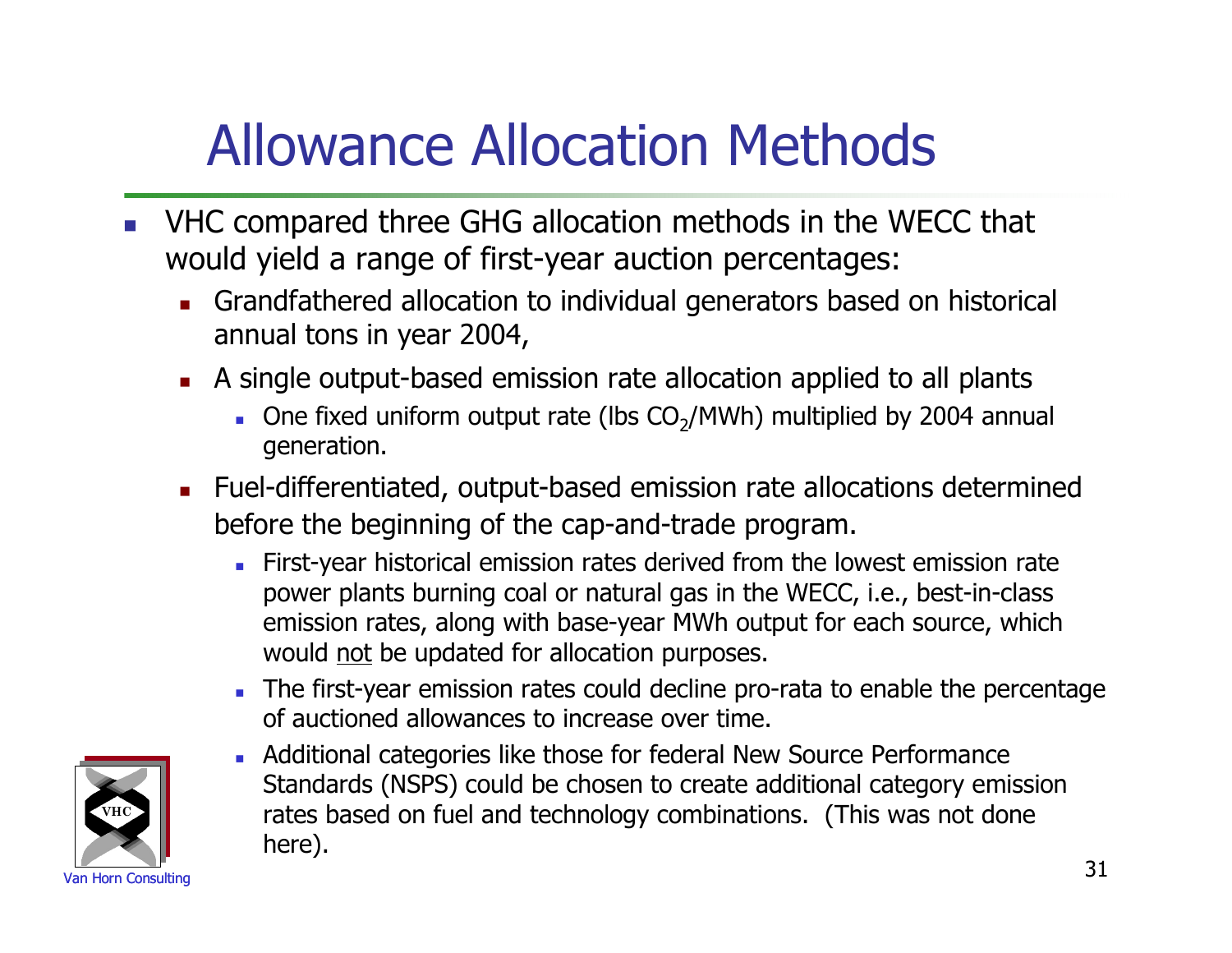# Allowance Allocation Methods

- VHC compared three GHG allocation methods in the WECC that would yield a range of first-year auction percentages:
  - Grandfathered allocation to individual generators based on historical annual tons in year 2004,
  - A single output-based emission rate allocation applied to all plants
    - One fixed uniform output rate (lbs $CO_2$/MWh) multiplied by 2004 annual generation.
  - Fuel-differentiated, output-based emission rate allocations determined before the beginning of the cap-and-trade program.
    - First-year historical emission rates derived from the lowest emission rate power plants burning coal or natural gas in the WECC, i.e., best-in-class emission rates, along with base-year MWh output for each source, which would not be updated for allocation purposes.
    - The first-year emission rates could decline pro-rata to enable the percentage of auctioned allowances to increase over time.
    - Additional categories like those for federal New Source Performance Standards (NSPS) could be chosen to create additional category emission rates based on fuel and technology combinations. (This was not done here).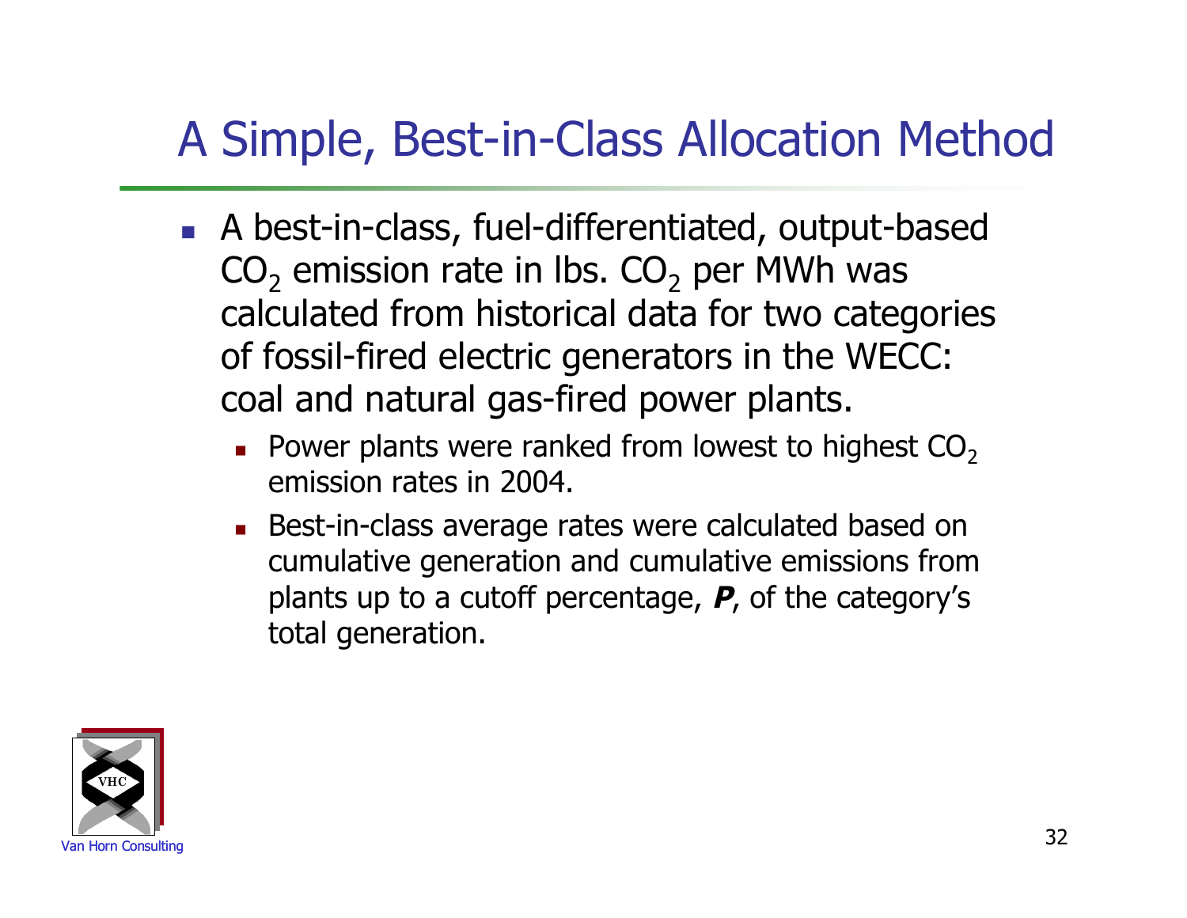# A Simple, Best-in-Class Allocation Method

- A best-in-class, fuel-differentiated, output-based $CO_2$ emission rate in lbs. $CO_2$ per MWh was calculated from historical data for two categories of fossil-fired electric generators in the WECC: coal and natural gas-fired power plants.
  - Power plants were ranked from lowest to highest $CO_2$ emission rates in 2004.
  - Best-in-class average rates were calculated based on cumulative generation and cumulative emissions from plants up to a cutoff percentage, ***P***, of the category's total generation.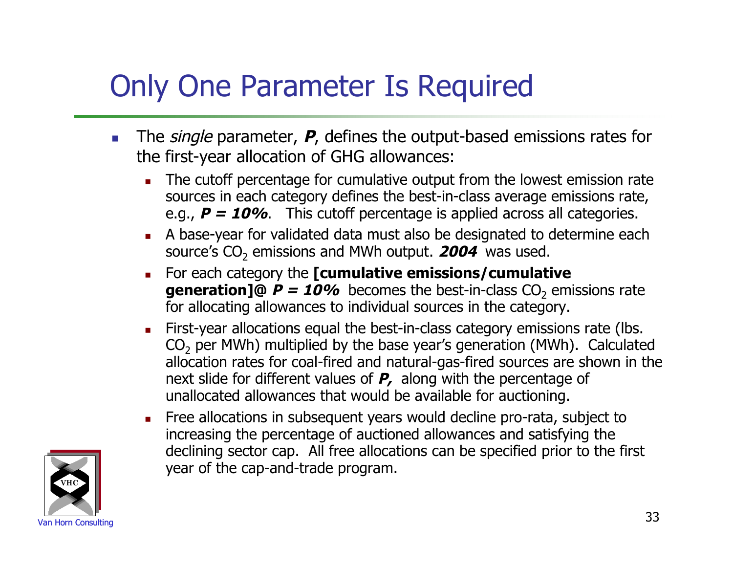# Only One Parameter Is Required

- The *single* parameter, ***P***, defines the output-based emissions rates for the first-year allocation of GHG allowances:
  - The cutoff percentage for cumulative output from the lowest emission rate sources in each category defines the best-in-class average emissions rate, e.g., ***P = 10%***. This cutoff percentage is applied across all categories.
  - A base-year for validated data must also be designated to determine each source's $CO_2$ emissions and MWh output. ***2004*** was used.
  - For each category the **[cumulative emissions/cumulative generation]@ *P = 10%*** becomes the best-in-class $CO_2$ emissions rate for allocating allowances to individual sources in the category.
  - First-year allocations equal the best-in-class category emissions rate (lbs. $CO_2$ per MWh) multiplied by the base year's generation (MWh). Calculated allocation rates for coal-fired and natural-gas-fired sources are shown in the next slide for different values of ***P,*** along with the percentage of unallocated allowances that would be available for auctioning.
  - Free allocations in subsequent years would decline pro-rata, subject to increasing the percentage of auctioned allowances and satisfying the declining sector cap. All free allocations can be specified prior to the first year of the cap-and-trade program.

Van Horn Consulting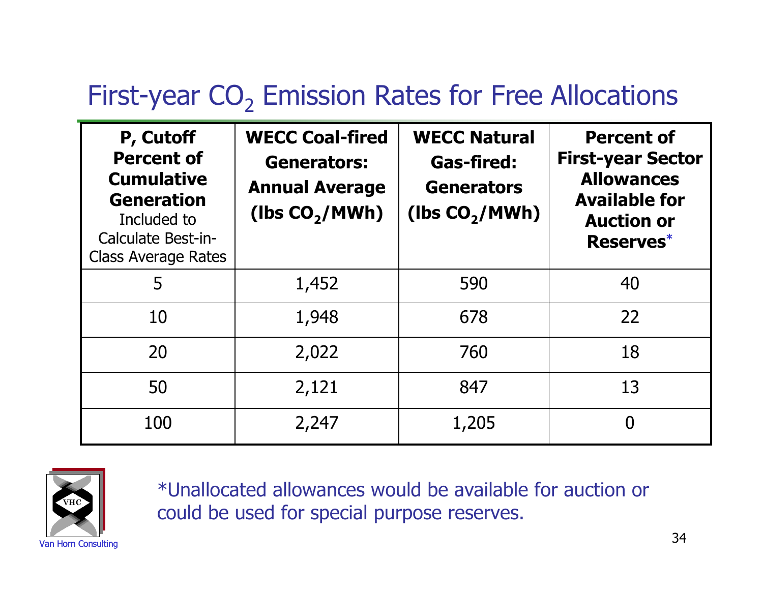# First-year $CO_2$ Emission Rates for Free Allocations

| **P, Cutoff Percent of Cumulative Generation** Included to Calculate Best-in-Class Average Rates | **WECC Coal-fired Generators: Annual Average (lbs $CO_2$/MWh)** | **WECC Natural Gas-fired: Generators (lbs $CO_2$/MWh)** | **Percent of First-year Sector Allowances Available for Auction or Reserves*** |
|---|---|---|---|
| 5 | 1,452 | 590 | 40 |
| 10 | 1,948 | 678 | 22 |
| 20 | 2,022 | 760 | 18 |
| 50 | 2,121 | 847 | 13 |
| 100 | 2,247 | 1,205 | 0 |

*Unallocated allowances would be available for auction or could be used for special purpose reserves.

Van Horn Consulting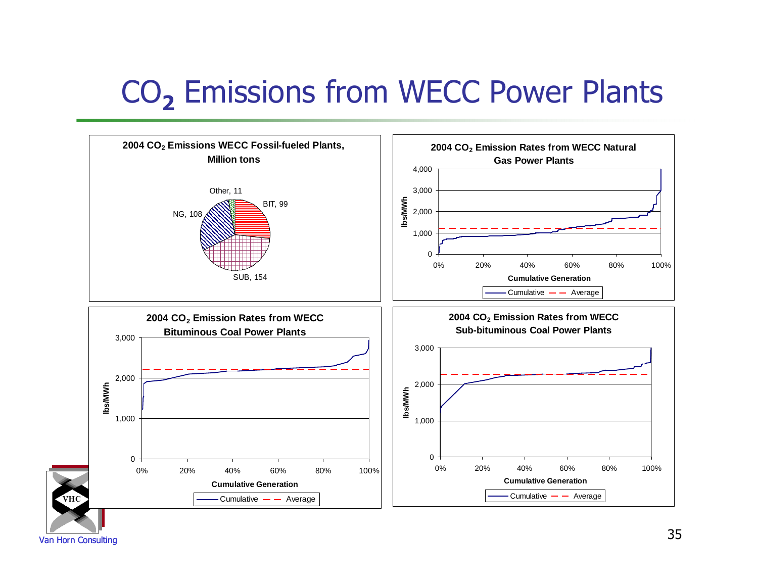# $CO_2$ Emissions from WECC Power Plants

**2004 $CO_2$ Emissions WECC Fossil-fueled Plants, Million tons**

Other, 11
BIT, 99
NG, 108
SUB, 154

**2004 $CO_2$ Emission Rates from WECC Natural Gas Power Plants**

lbs/MWh
4,000
3,000
2,000
1,000
0
0%
20%
40%
60%
80%
100%
Cumulative Generation
Cumulative
Average

**2004 $CO_2$ Emission Rates from WECC Bituminous Coal Power Plants**

lbs/MWh
3,000
2,000
1,000
0
0%
20%
40%
60%
80%
100%
Cumulative Generation
Cumulative
Average

**2004 $CO_2$ Emission Rates from WECC Sub-bituminous Coal Power Plants**

lbs/MWh
3,000
2,000
1,000
0
0%
20%
40%
60%
80%
100%
Cumulative Generation
Cumulative
Average

VHC
Van Horn Consulting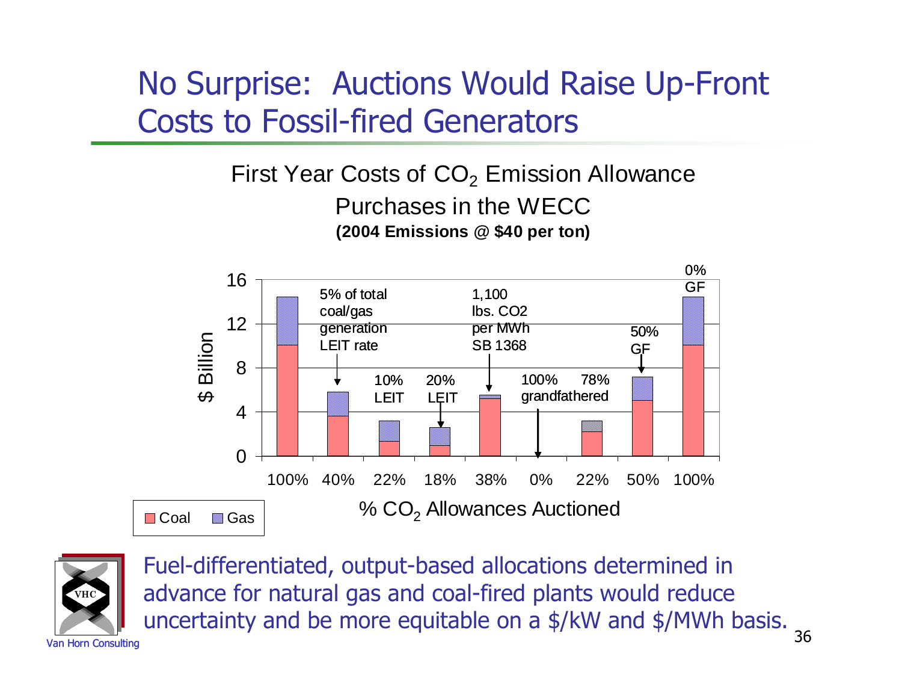# No Surprise: Auctions Would Raise Up-Front Costs to Fossil-fired Generators

First Year Costs of $CO_2$ Emission Allowance Purchases in the WECC

**(2004 Emissions @ $40 per ton)**

$ Billion

16
12
8
4
0

5% of total coal/gas generation LEIT rate

10% LEIT

20% LEIT

1,100 lbs. CO2 per MWh SB 1368

100% grandfathered

78%

50% GF

0% GF

100% 40% 22% 18% 38% 0% 22% 50% 100%

% $CO_2$ Allowances Auctioned

Coal Gas

Fuel-differentiated, output-based allocations determined in advance for natural gas and coal-fired plants would reduce uncertainty and be more equitable on a $/kW and $/MWh basis.

Van Horn Consulting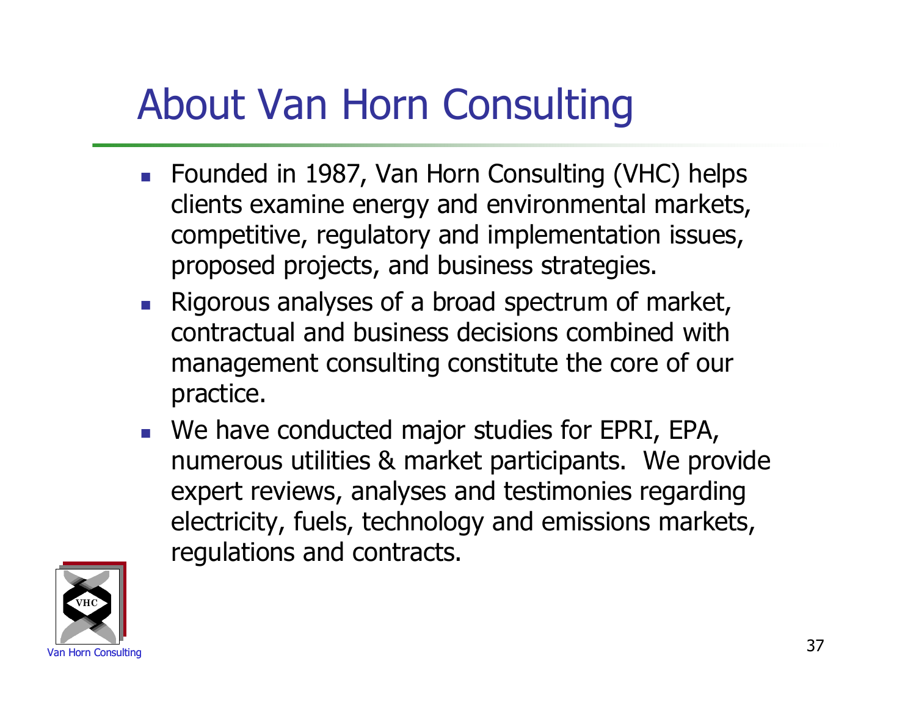# About Van Horn Consulting

- Founded in 1987, Van Horn Consulting (VHC) helps clients examine energy and environmental markets, competitive, regulatory and implementation issues, proposed projects, and business strategies.
- Rigorous analyses of a broad spectrum of market, contractual and business decisions combined with management consulting constitute the core of our practice.
- We have conducted major studies for EPRI, EPA, numerous utilities & market participants. We provide expert reviews, analyses and testimonies regarding electricity, fuels, technology and emissions markets, regulations and contracts.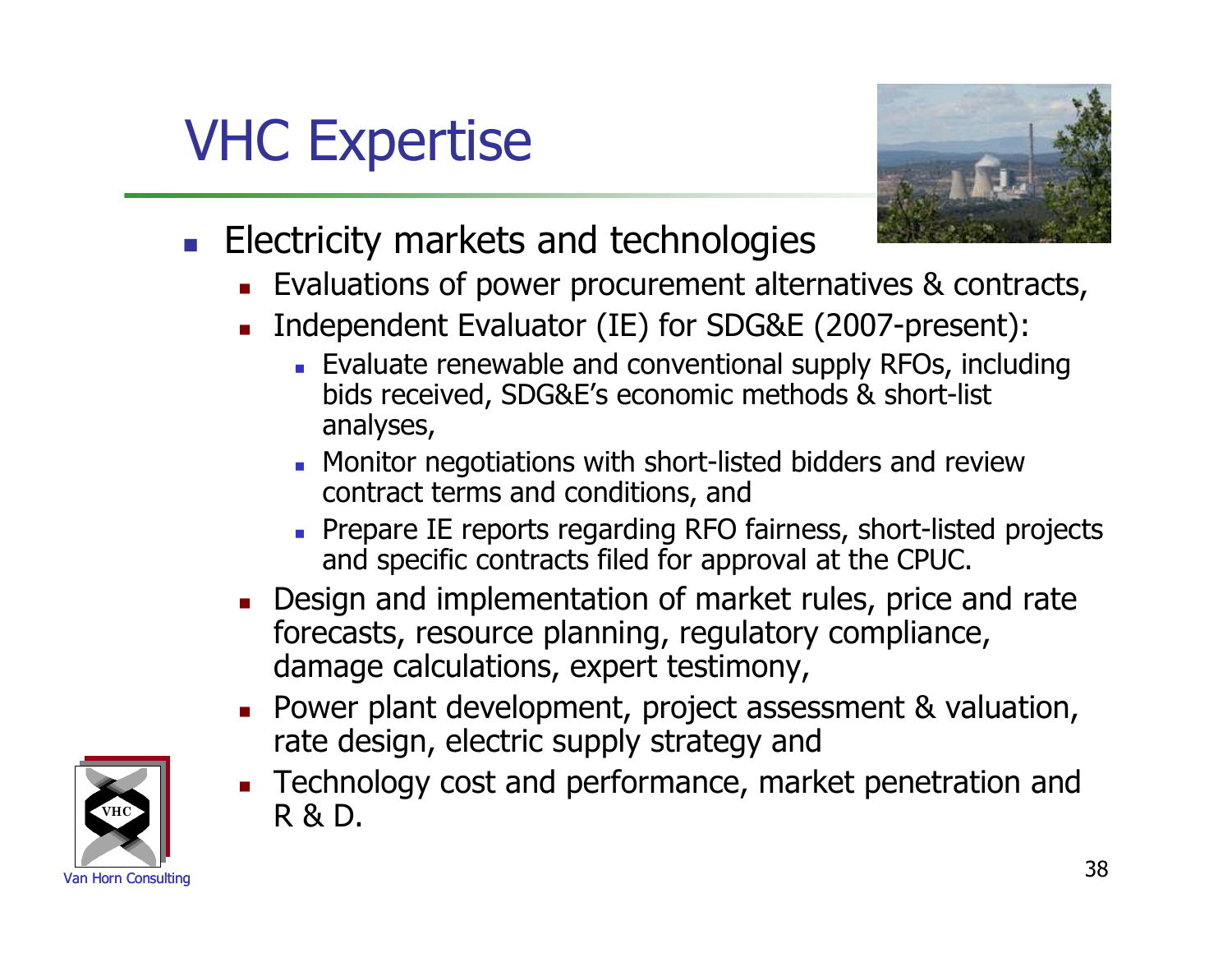# VHC Expertise

- Electricity markets and technologies
  - Evaluations of power procurement alternatives & contracts,
  - Independent Evaluator (IE) for SDG&E (2007-present):
    - Evaluate renewable and conventional supply RFOs, including bids received, SDG&E's economic methods & short-list analyses,
    - Monitor negotiations with short-listed bidders and review contract terms and conditions, and
    - Prepare IE reports regarding RFO fairness, short-listed projects and specific contracts filed for approval at the CPUC.
  - Design and implementation of market rules, price and rate forecasts, resource planning, regulatory compliance, damage calculations, expert testimony,
  - Power plant development, project assessment & valuation, rate design, electric supply strategy and
  - Technology cost and performance, market penetration and R & D.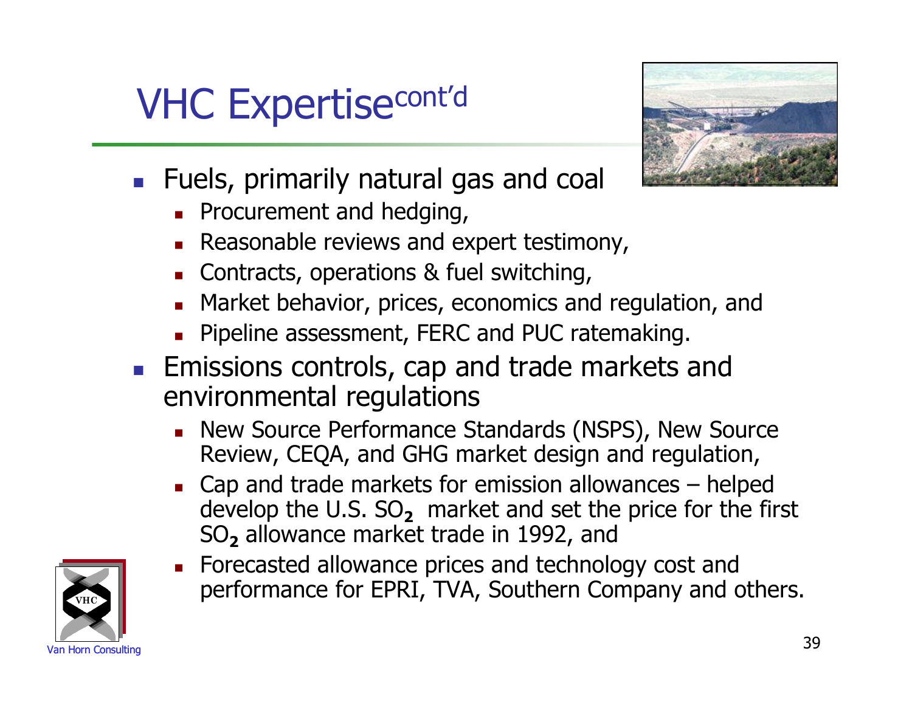# VHC Expertise cont'd

- Fuels, primarily natural gas and coal
  - Procurement and hedging,
  - Reasonable reviews and expert testimony,
  - Contracts, operations & fuel switching,
  - Market behavior, prices, economics and regulation, and
  - Pipeline assessment, FERC and PUC ratemaking.
- Emissions controls, cap and trade markets and environmental regulations
  - New Source Performance Standards (NSPS), New Source Review, CEQA, and GHG market design and regulation,
  - Cap and trade markets for emission allowances – helped develop the U.S. $SO_2$ market and set the price for the first $SO_2$ allowance market trade in 1992, and
  - Forecasted allowance prices and technology cost and performance for EPRI, TVA, Southern Company and others.

Van Horn Consulting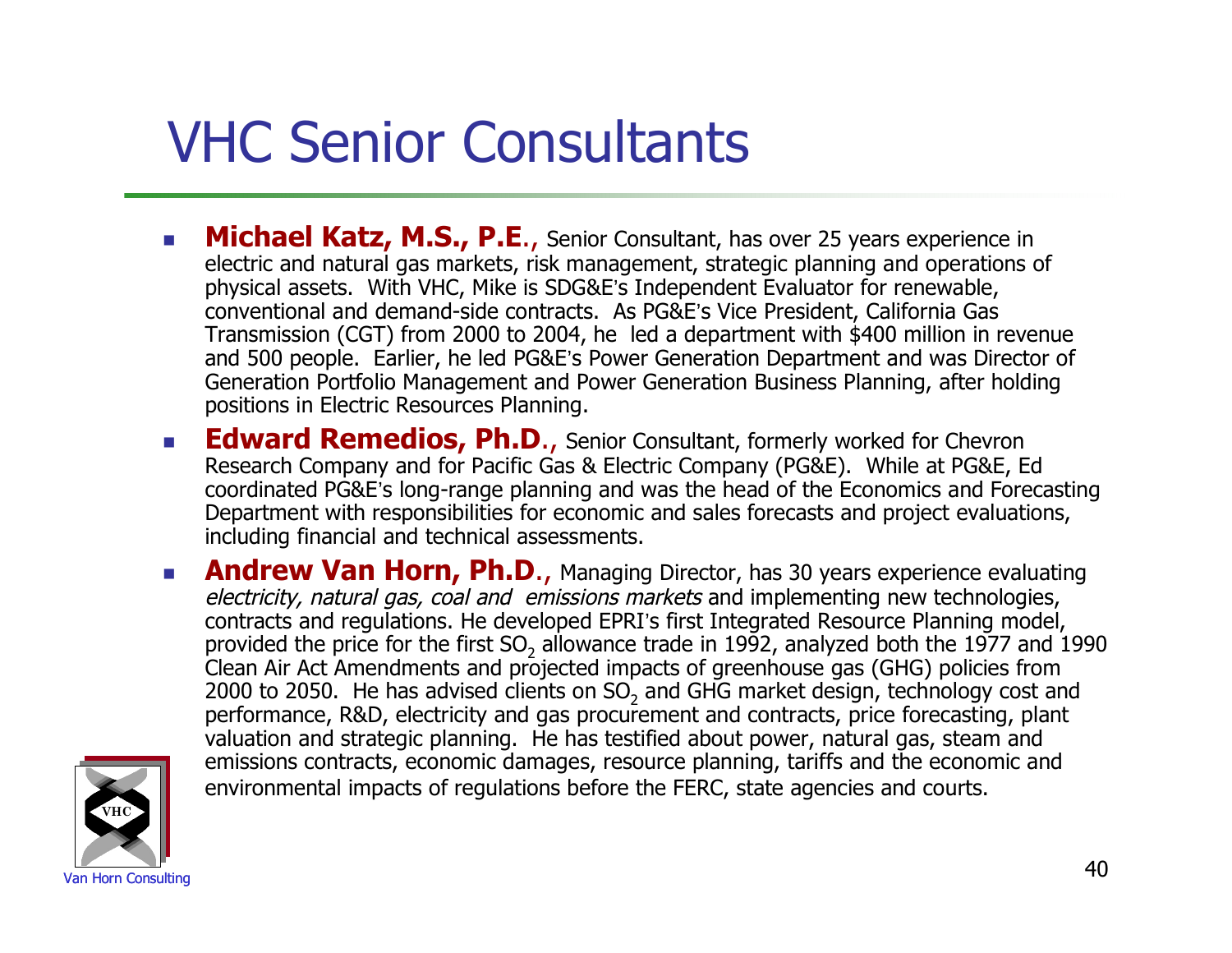# VHC Senior Consultants

- **Michael Katz, M.S., P.E.**, Senior Consultant, has over 25 years experience in electric and natural gas markets, risk management, strategic planning and operations of physical assets. With VHC, Mike is SDG&E's Independent Evaluator for renewable, conventional and demand-side contracts. As PG&E's Vice President, California Gas Transmission (CGT) from 2000 to 2004, he led a department with $400 million in revenue and 500 people. Earlier, he led PG&E's Power Generation Department and was Director of Generation Portfolio Management and Power Generation Business Planning, after holding positions in Electric Resources Planning.
- **Edward Remedios, Ph.D.**, Senior Consultant, formerly worked for Chevron Research Company and for Pacific Gas & Electric Company (PG&E). While at PG&E, Ed coordinated PG&E's long-range planning and was the head of the Economics and Forecasting Department with responsibilities for economic and sales forecasts and project evaluations, including financial and technical assessments.
- **Andrew Van Horn, Ph.D.**, Managing Director, has 30 years experience evaluating *electricity, natural gas, coal and emissions markets* and implementing new technologies, contracts and regulations. He developed EPRI's first Integrated Resource Planning model, provided the price for the first $SO_2$ allowance trade in 1992, analyzed both the 1977 and 1990 Clean Air Act Amendments and projected impacts of greenhouse gas (GHG) policies from 2000 to 2050. He has advised clients on $SO_2$ and GHG market design, technology cost and performance, R&D, electricity and gas procurement and contracts, price forecasting, plant valuation and strategic planning. He has testified about power, natural gas, steam and emissions contracts, economic damages, resource planning, tariffs and the economic and environmental impacts of regulations before the FERC, state agencies and courts.

Van Horn Consulting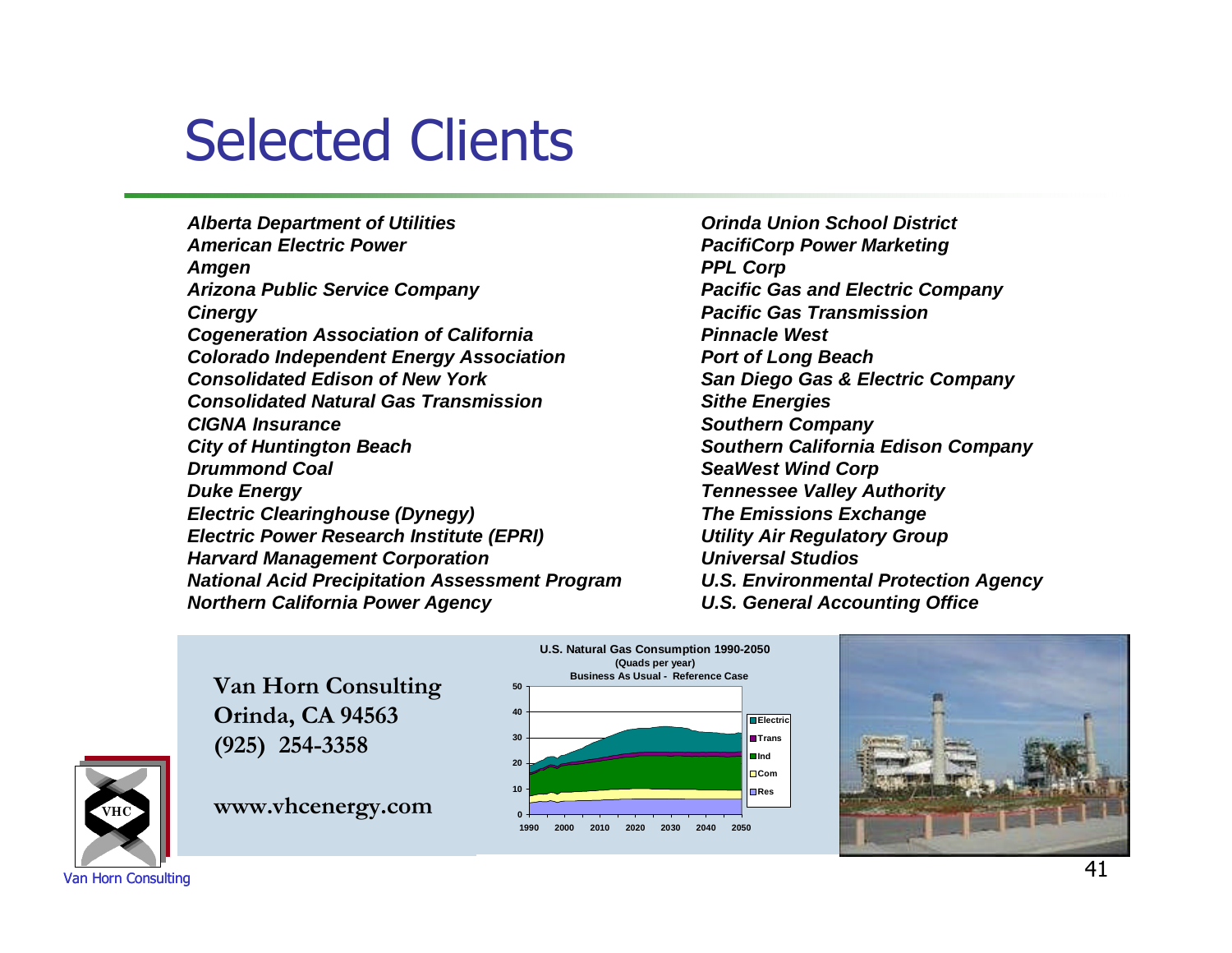# Selected Clients

*Alberta Department of Utilities*
*American Electric Power*
*Amgen*
*Arizona Public Service Company*
*Cinergy*
*Cogeneration Association of California*
*Colorado Independent Energy Association*
*Consolidated Edison of New York*
*Consolidated Natural Gas Transmission*
*CIGNA Insurance*
*City of Huntington Beach*
*Drummond Coal*
*Duke Energy*
*Electric Clearinghouse (Dynegy)*
*Electric Power Research Institute (EPRI)*
*Harvard Management Corporation*
*National Acid Precipitation Assessment Program*
*Northern California Power Agency*
*Orinda Union School District*
*PacifiCorp Power Marketing*
*PPL Corp*
*Pacific Gas and Electric Company*
*Pacific Gas Transmission*
*Pinnacle West*
*Port of Long Beach*
*San Diego Gas & Electric Company*
*Sithe Energies*
*Southern Company*
*Southern California Edison Company*
*SeaWest Wind Corp*
*Tennessee Valley Authority*
*The Emissions Exchange*
*Utility Air Regulatory Group*
*Universal Studios*
*U.S. Environmental Protection Agency*
*U.S. General Accounting Office*

**Van Horn Consulting**
**Orinda, CA 94563**
**(925) 254-3358**

**www.vhcenergy.com**

U.S. Natural Gas Consumption 1990-2050
(Quads per year)
Business As Usual - Reference Case

0
10
20
30
40
50

1990 2000 2010 2020 2030 2040 2050

Electric
Trans
Ind
Com
Res

VHC